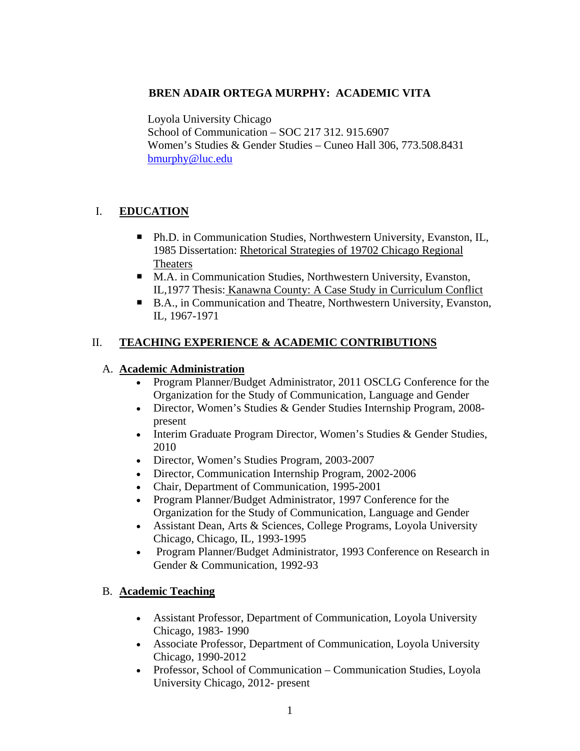# BREN ADAIR ORTEGA MURPHY: ACADEMIC VITA

Loyola University Chicago
School of Communication – SOC 217 312. 915.6907
Women's Studies & Gender Studies – Cuneo Hall 306, 773.508.8431
bmurphy@luc.edu

## I. EDUCATION

- Ph.D. in Communication Studies, Northwestern University, Evanston, IL, 1985 Dissertation: Rhetorical Strategies of 19702 Chicago Regional Theaters
- M.A. in Communication Studies, Northwestern University, Evanston, IL,1977 Thesis: Kanawna County: A Case Study in Curriculum Conflict
- B.A., in Communication and Theatre, Northwestern University, Evanston, IL, 1967-1971

## II. TEACHING EXPERIENCE & ACADEMIC CONTRIBUTIONS

### A. Academic Administration

- Program Planner/Budget Administrator, 2011 OSCLG Conference for the Organization for the Study of Communication, Language and Gender
- Director, Women's Studies & Gender Studies Internship Program, 2008-present
- Interim Graduate Program Director, Women's Studies & Gender Studies, 2010
- Director, Women's Studies Program, 2003-2007
- Director, Communication Internship Program, 2002-2006
- Chair, Department of Communication, 1995-2001
- Program Planner/Budget Administrator, 1997 Conference for the Organization for the Study of Communication, Language and Gender
- Assistant Dean, Arts & Sciences, College Programs, Loyola University Chicago, Chicago, IL, 1993-1995
- Program Planner/Budget Administrator, 1993 Conference on Research in Gender & Communication, 1992-93

### B. Academic Teaching

- Assistant Professor, Department of Communication, Loyola University Chicago, 1983- 1990
- Associate Professor, Department of Communication, Loyola University Chicago, 1990-2012
- Professor, School of Communication – Communication Studies, Loyola University Chicago, 2012- present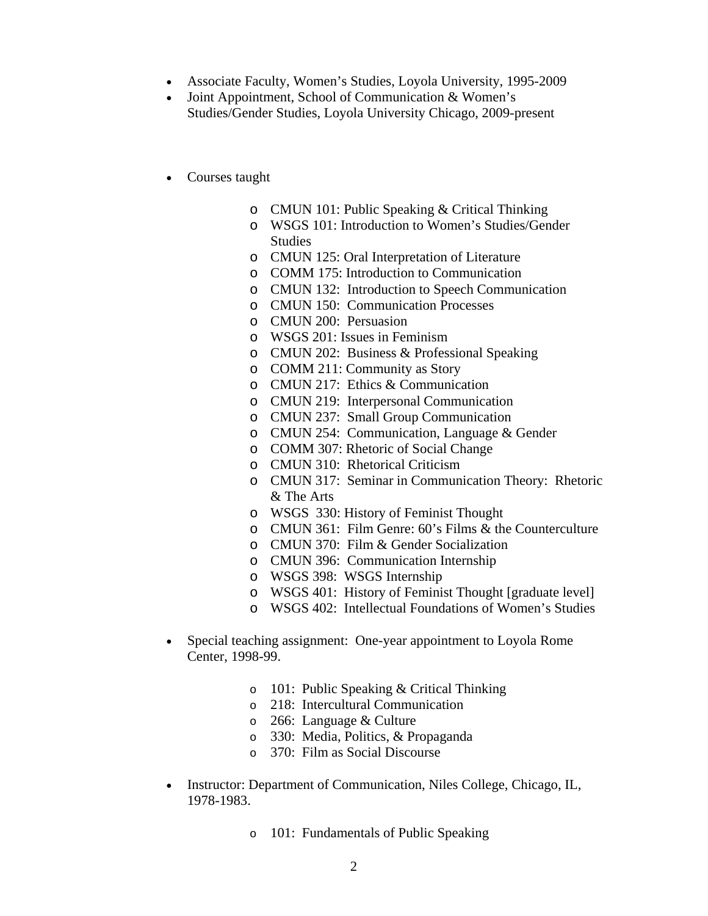- Associate Faculty, Women's Studies, Loyola University, 1995-2009
- Joint Appointment, School of Communication & Women's Studies/Gender Studies, Loyola University Chicago, 2009-present

- Courses taught
  - CMUN 101: Public Speaking & Critical Thinking
  - WSGS 101: Introduction to Women's Studies/Gender Studies
  - CMUN 125: Oral Interpretation of Literature
  - COMM 175: Introduction to Communication
  - CMUN 132: Introduction to Speech Communication
  - CMUN 150: Communication Processes
  - CMUN 200: Persuasion
  - WSGS 201: Issues in Feminism
  - CMUN 202: Business & Professional Speaking
  - COMM 211: Community as Story
  - CMUN 217: Ethics & Communication
  - CMUN 219: Interpersonal Communication
  - CMUN 237: Small Group Communication
  - CMUN 254: Communication, Language & Gender
  - COMM 307: Rhetoric of Social Change
  - CMUN 310: Rhetorical Criticism
  - CMUN 317: Seminar in Communication Theory: Rhetoric & The Arts
  - WSGS 330: History of Feminist Thought
  - CMUN 361: Film Genre: 60's Films & the Counterculture
  - CMUN 370: Film & Gender Socialization
  - CMUN 396: Communication Internship
  - WSGS 398: WSGS Internship
  - WSGS 401: History of Feminist Thought [graduate level]
  - WSGS 402: Intellectual Foundations of Women's Studies

- Special teaching assignment: One-year appointment to Loyola Rome Center, 1998-99.
  - 101: Public Speaking & Critical Thinking
  - 218: Intercultural Communication
  - 266: Language & Culture
  - 330: Media, Politics, & Propaganda
  - 370: Film as Social Discourse

- Instructor: Department of Communication, Niles College, Chicago, IL, 1978-1983.
  - 101: Fundamentals of Public Speaking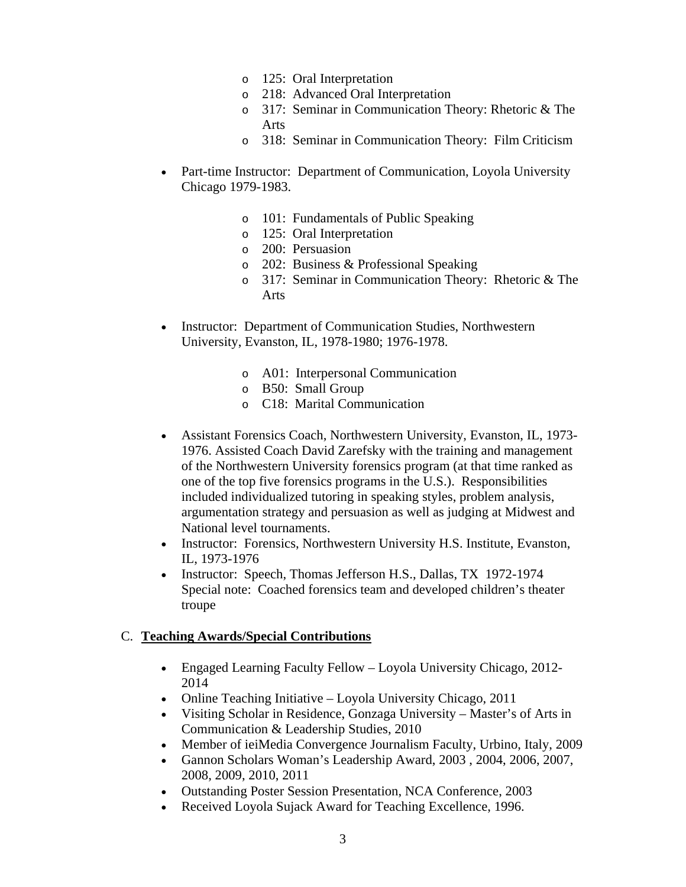- 125: Oral Interpretation
  - 218: Advanced Oral Interpretation
  - 317: Seminar in Communication Theory: Rhetoric & The Arts
  - 318: Seminar in Communication Theory: Film Criticism

- Part-time Instructor: Department of Communication, Loyola University Chicago 1979-1983.

  - 101: Fundamentals of Public Speaking
  - 125: Oral Interpretation
  - 200: Persuasion
  - 202: Business & Professional Speaking
  - 317: Seminar in Communication Theory: Rhetoric & The Arts

- Instructor: Department of Communication Studies, Northwestern University, Evanston, IL, 1978-1980; 1976-1978.

  - A01: Interpersonal Communication
  - B50: Small Group
  - C18: Marital Communication

- Assistant Forensics Coach, Northwestern University, Evanston, IL, 1973-1976. Assisted Coach David Zarefsky with the training and management of the Northwestern University forensics program (at that time ranked as one of the top five forensics programs in the U.S.). Responsibilities included individualized tutoring in speaking styles, problem analysis, argumentation strategy and persuasion as well as judging at Midwest and National level tournaments.
- Instructor: Forensics, Northwestern University H.S. Institute, Evanston, IL, 1973-1976
- Instructor: Speech, Thomas Jefferson H.S., Dallas, TX 1972-1974 Special note: Coached forensics team and developed children's theater troupe

C. **Teaching Awards/Special Contributions**

- Engaged Learning Faculty Fellow – Loyola University Chicago, 2012-2014
- Online Teaching Initiative – Loyola University Chicago, 2011
- Visiting Scholar in Residence, Gonzaga University – Master's of Arts in Communication & Leadership Studies, 2010
- Member of ieiMedia Convergence Journalism Faculty, Urbino, Italy, 2009
- Gannon Scholars Woman's Leadership Award, 2003 , 2004, 2006, 2007, 2008, 2009, 2010, 2011
- Outstanding Poster Session Presentation, NCA Conference, 2003
- Received Loyola Sujack Award for Teaching Excellence, 1996.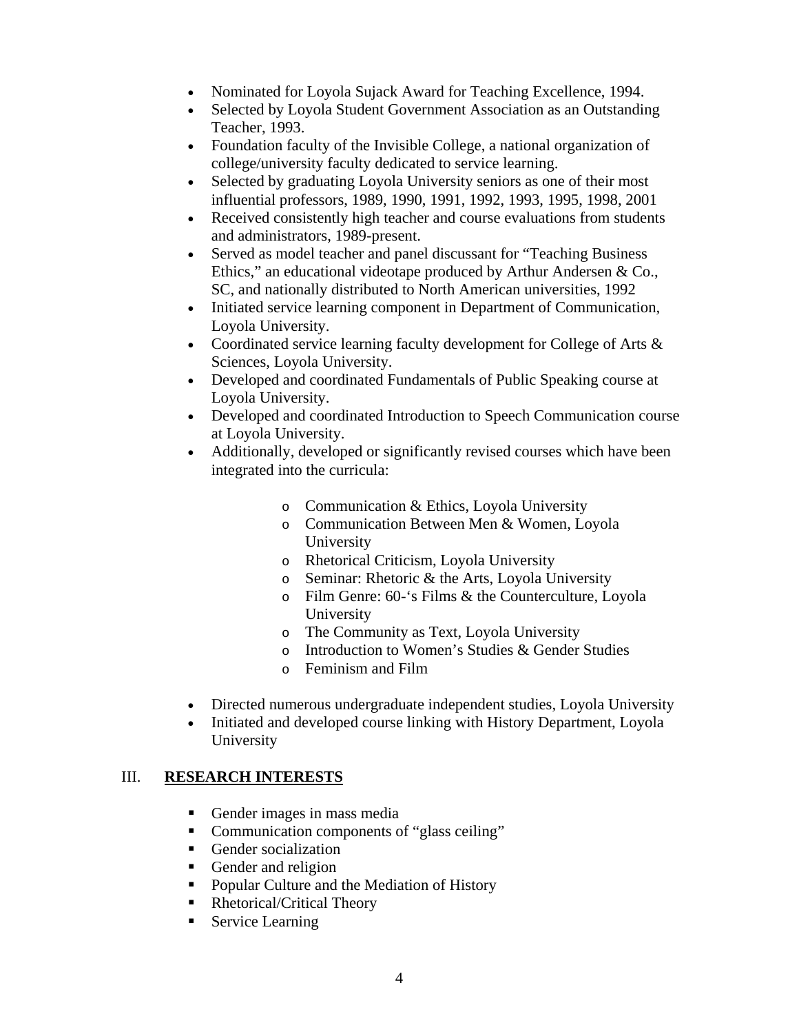- Nominated for Loyola Sujack Award for Teaching Excellence, 1994.
- Selected by Loyola Student Government Association as an Outstanding Teacher, 1993.
- Foundation faculty of the Invisible College, a national organization of college/university faculty dedicated to service learning.
- Selected by graduating Loyola University seniors as one of their most influential professors, 1989, 1990, 1991, 1992, 1993, 1995, 1998, 2001
- Received consistently high teacher and course evaluations from students and administrators, 1989-present.
- Served as model teacher and panel discussant for "Teaching Business Ethics," an educational videotape produced by Arthur Andersen & Co., SC, and nationally distributed to North American universities, 1992
- Initiated service learning component in Department of Communication, Loyola University.
- Coordinated service learning faculty development for College of Arts & Sciences, Loyola University.
- Developed and coordinated Fundamentals of Public Speaking course at Loyola University.
- Developed and coordinated Introduction to Speech Communication course at Loyola University.
- Additionally, developed or significantly revised courses which have been integrated into the curricula:
    - Communication & Ethics, Loyola University
    - Communication Between Men & Women, Loyola University
    - Rhetorical Criticism, Loyola University
    - Seminar: Rhetoric & the Arts, Loyola University
    - Film Genre: 60-'s Films & the Counterculture, Loyola University
    - The Community as Text, Loyola University
    - Introduction to Women's Studies & Gender Studies
    - Feminism and Film
- Directed numerous undergraduate independent studies, Loyola University
- Initiated and developed course linking with History Department, Loyola University

## III. <u>**RESEARCH INTERESTS**</u>

- Gender images in mass media
- Communication components of "glass ceiling"
- Gender socialization
- Gender and religion
- Popular Culture and the Mediation of History
- Rhetorical/Critical Theory
- Service Learning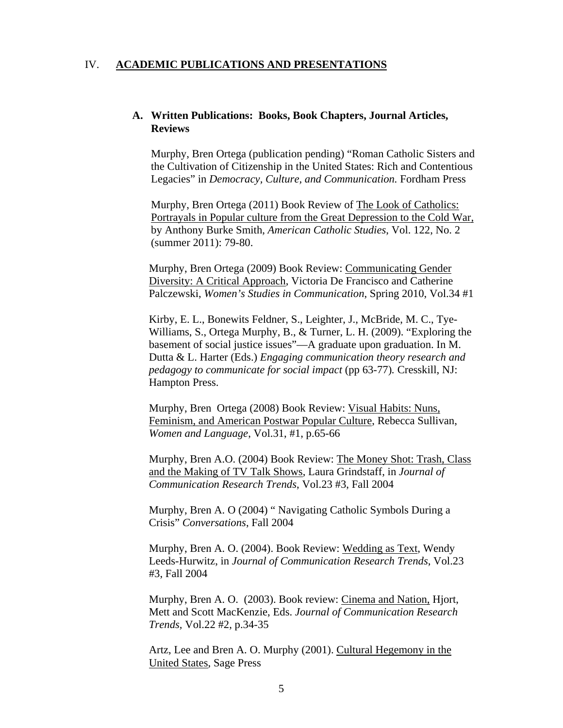## IV. <u>ACADEMIC PUBLICATIONS AND PRESENTATIONS</u>

### A. Written Publications: Books, Book Chapters, Journal Articles, Reviews

Murphy, Bren Ortega (publication pending) "Roman Catholic Sisters and the Cultivation of Citizenship in the United States: Rich and Contentious Legacies" in *Democracy, Culture, and Communication.* Fordham Press

Murphy, Bren Ortega (2011) Book Review of <u>The Look of Catholics: Portrayals in Popular culture from the Great Depression to the Cold War,</u> by Anthony Burke Smith, *American Catholic Studies*, Vol. 122, No. 2 (summer 2011): 79-80.

Murphy, Bren Ortega (2009) Book Review: <u>Communicating Gender Diversity: A Critical Approach</u>, Victoria De Francisco and Catherine Palczewski, *Women's Studies in Communication*, Spring 2010, Vol.34 #1

Kirby, E. L., Bonewits Feldner, S., Leighter, J., McBride, M. C., Tye-Williams, S., Ortega Murphy, B., & Turner, L. H. (2009). "Exploring the basement of social justice issues"—A graduate upon graduation. In M. Dutta & L. Harter (Eds.) *Engaging communication theory research and pedagogy to communicate for social impact* (pp 63-77)*.* Cresskill, NJ: Hampton Press.

Murphy, Bren Ortega (2008) Book Review: <u>Visual Habits: Nuns, Feminism, and American Postwar Popular Culture</u>, Rebecca Sullivan, *Women and Language*, Vol.31, #1, p.65-66

Murphy, Bren A.O. (2004) Book Review: <u>The Money Shot: Trash, Class and the Making of TV Talk Shows</u>, Laura Grindstaff, in *Journal of Communication Research Trends*, Vol.23 #3, Fall 2004

Murphy, Bren A. O (2004) " Navigating Catholic Symbols During a Crisis" *Conversations*, Fall 2004

Murphy, Bren A. O. (2004). Book Review: <u>Wedding as Text</u>, Wendy Leeds-Hurwitz, in *Journal of Communication Research Trends*, Vol.23 #3, Fall 2004

Murphy, Bren A. O. (2003). Book review: <u>Cinema and Nation,</u> Hjort, Mett and Scott MacKenzie, Eds. *Journal of Communication Research Trends*, Vol.22 #2, p.34-35

Artz, Lee and Bren A. O. Murphy (2001). <u>Cultural Hegemony in the United States</u>, Sage Press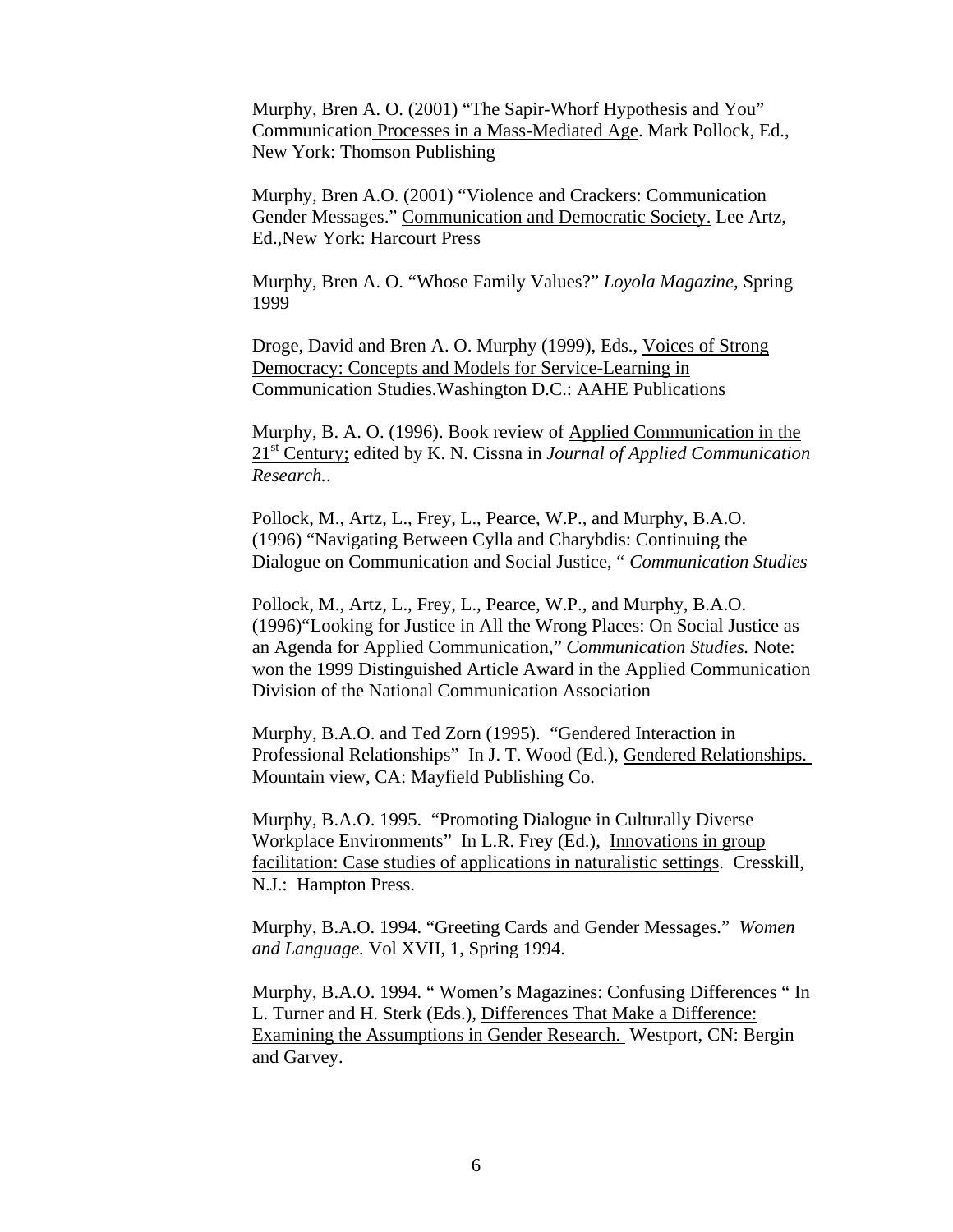Murphy, Bren A. O. (2001) "The Sapir-Whorf Hypothesis and You" Communication Processes in a Mass-Mediated Age. Mark Pollock, Ed., New York: Thomson Publishing

Murphy, Bren A.O. (2001) "Violence and Crackers: Communication Gender Messages." Communication and Democratic Society. Lee Artz, Ed.,New York: Harcourt Press

Murphy, Bren A. O. "Whose Family Values?" *Loyola Magazine*, Spring 1999

Droge, David and Bren A. O. Murphy (1999), Eds., Voices of Strong Democracy: Concepts and Models for Service-Learning in Communication Studies.Washington D.C.: AAHE Publications

Murphy, B. A. O. (1996). Book review of Applied Communication in the 21st Century; edited by K. N. Cissna in *Journal of Applied Communication Research.*.

Pollock, M., Artz, L., Frey, L., Pearce, W.P., and Murphy, B.A.O. (1996) "Navigating Between Cylla and Charybdis: Continuing the Dialogue on Communication and Social Justice, " *Communication Studies*

Pollock, M., Artz, L., Frey, L., Pearce, W.P., and Murphy, B.A.O. (1996)"Looking for Justice in All the Wrong Places: On Social Justice as an Agenda for Applied Communication," *Communication Studies.* Note: won the 1999 Distinguished Article Award in the Applied Communication Division of the National Communication Association

Murphy, B.A.O. and Ted Zorn (1995). "Gendered Interaction in Professional Relationships" In J. T. Wood (Ed.), Gendered Relationships. Mountain view, CA: Mayfield Publishing Co.

Murphy, B.A.O. 1995. "Promoting Dialogue in Culturally Diverse Workplace Environments" In L.R. Frey (Ed.), Innovations in group facilitation: Case studies of applications in naturalistic settings. Cresskill, N.J.: Hampton Press.

Murphy, B.A.O. 1994. "Greeting Cards and Gender Messages." *Women and Language.* Vol XVII, 1, Spring 1994.

Murphy, B.A.O. 1994. " Women's Magazines: Confusing Differences " In L. Turner and H. Sterk (Eds.), Differences That Make a Difference: Examining the Assumptions in Gender Research. Westport, CN: Bergin and Garvey.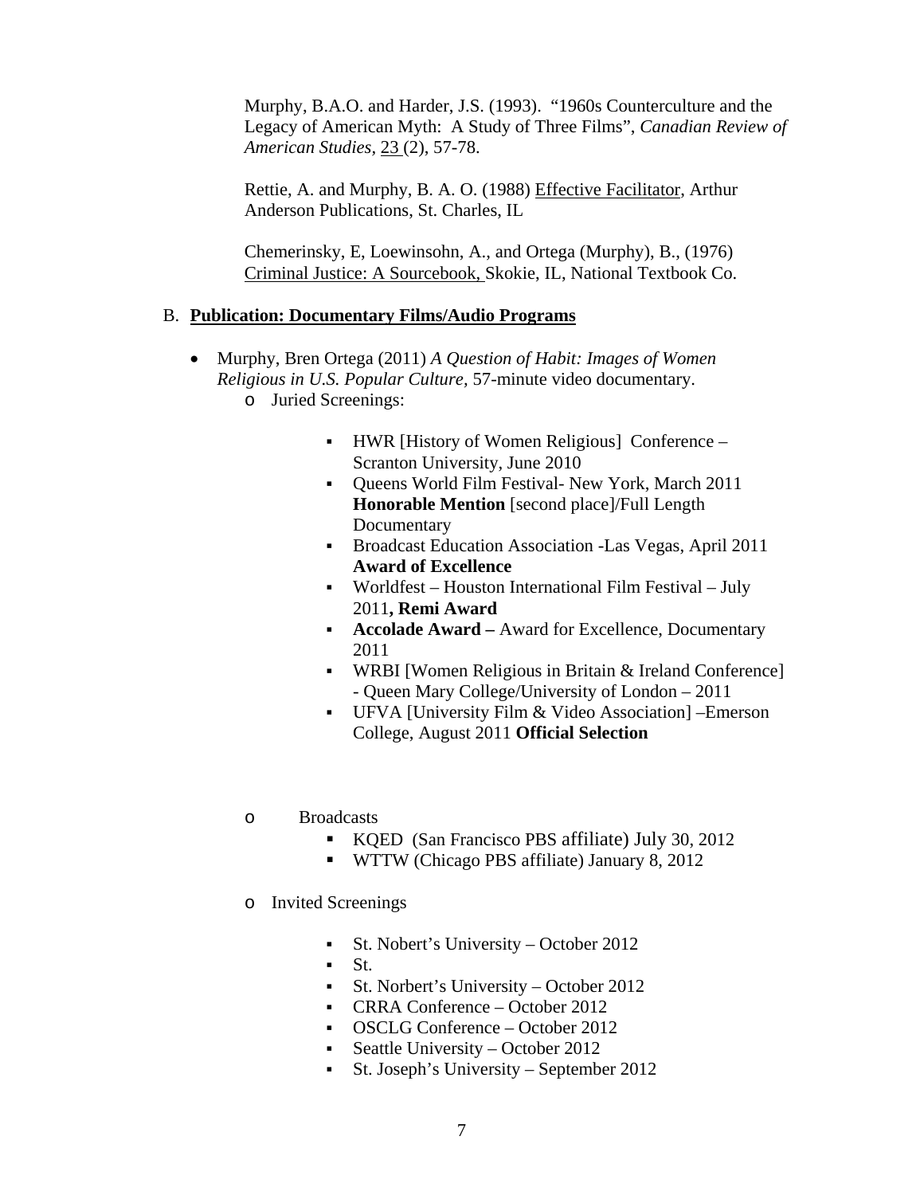Murphy, B.A.O. and Harder, J.S. (1993). "1960s Counterculture and the Legacy of American Myth: A Study of Three Films", *Canadian Review of American Studies,* 23 (2), 57-78.

Rettie, A. and Murphy, B. A. O. (1988) Effective Facilitator, Arthur Anderson Publications, St. Charles, IL

Chemerinsky, E, Loewinsohn, A., and Ortega (Murphy), B., (1976) Criminal Justice: A Sourcebook, Skokie, IL, National Textbook Co.

## B. **Publication: Documentary Films/Audio Programs**

- Murphy, Bren Ortega (2011) *A Question of Habit: Images of Women Religious in U.S. Popular Culture*, 57-minute video documentary.
  - Juried Screenings:
    - HWR [History of Women Religious] Conference – Scranton University, June 2010
    - Queens World Film Festival- New York, March 2011 **Honorable Mention** [second place]/Full Length Documentary
    - Broadcast Education Association -Las Vegas, April 2011 **Award of Excellence**
    - Worldfest – Houston International Film Festival – July 2011**, Remi Award**
    - **Accolade Award –** Award for Excellence, Documentary 2011
    - WRBI [Women Religious in Britain & Ireland Conference] - Queen Mary College/University of London – 2011
    - UFVA [University Film & Video Association] –Emerson College, August 2011 **Official Selection**
  - Broadcasts
    - KQED (San Francisco PBS affiliate) July 30, 2012
    - WTTW (Chicago PBS affiliate) January 8, 2012
  - Invited Screenings
    - St. Nobert's University – October 2012
    - St.
    - St. Norbert's University – October 2012
    - CRRA Conference – October 2012
    - OSCLG Conference – October 2012
    - Seattle University – October 2012
    - St. Joseph's University – September 2012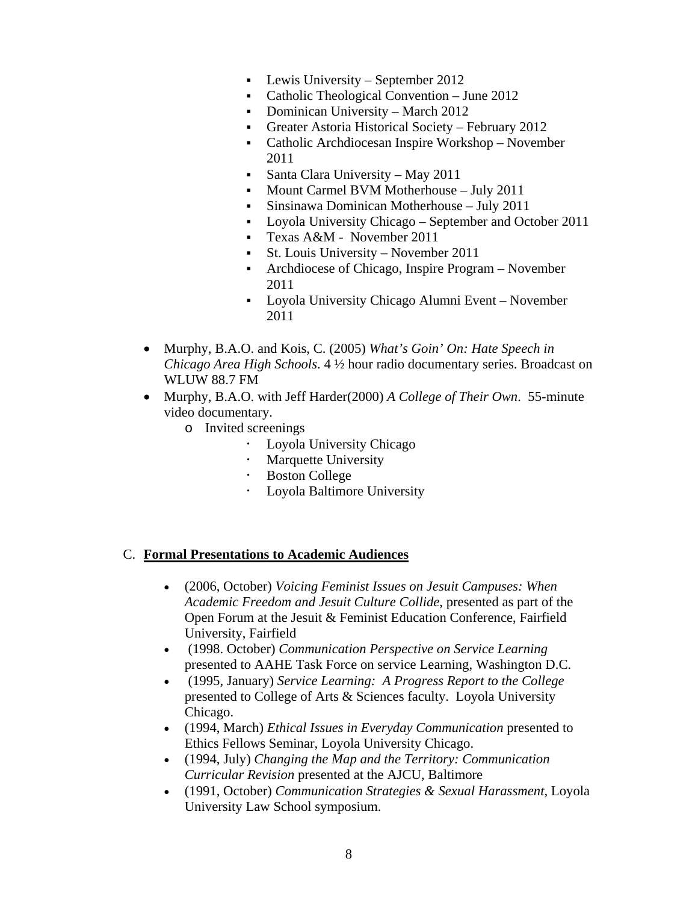- Lewis University – September 2012
    - Catholic Theological Convention – June 2012
    - Dominican University – March 2012
    - Greater Astoria Historical Society – February 2012
    - Catholic Archdiocesan Inspire Workshop – November 2011
    - Santa Clara University – May 2011
    - Mount Carmel BVM Motherhouse – July 2011
    - Sinsinawa Dominican Motherhouse – July 2011
    - Loyola University Chicago – September and October 2011
    - Texas A&M - November 2011
    - St. Louis University – November 2011
    - Archdiocese of Chicago, Inspire Program – November 2011
    - Loyola University Chicago Alumni Event – November 2011

- Murphy, B.A.O. and Kois, C. (2005) *What's Goin' On: Hate Speech in Chicago Area High Schools*. 4 ½ hour radio documentary series. Broadcast on WLUW 88.7 FM
- Murphy, B.A.O. with Jeff Harder(2000) *A College of Their Own*. 55-minute video documentary.
    - Invited screenings
        - Loyola University Chicago
        - Marquette University
        - Boston College
        - Loyola Baltimore University

C. **Formal Presentations to Academic Audiences**

- (2006, October) *Voicing Feminist Issues on Jesuit Campuses: When Academic Freedom and Jesuit Culture Collide*, presented as part of the Open Forum at the Jesuit & Feminist Education Conference, Fairfield University, Fairfield
- (1998. October) *Communication Perspective on Service Learning* presented to AAHE Task Force on service Learning, Washington D.C.
- (1995, January) *Service Learning: A Progress Report to the College* presented to College of Arts & Sciences faculty. Loyola University Chicago.
- (1994, March) *Ethical Issues in Everyday Communication* presented to Ethics Fellows Seminar, Loyola University Chicago.
- (1994, July) *Changing the Map and the Territory: Communication Curricular Revision* presented at the AJCU, Baltimore
- (1991, October) *Communication Strategies & Sexual Harassment*, Loyola University Law School symposium.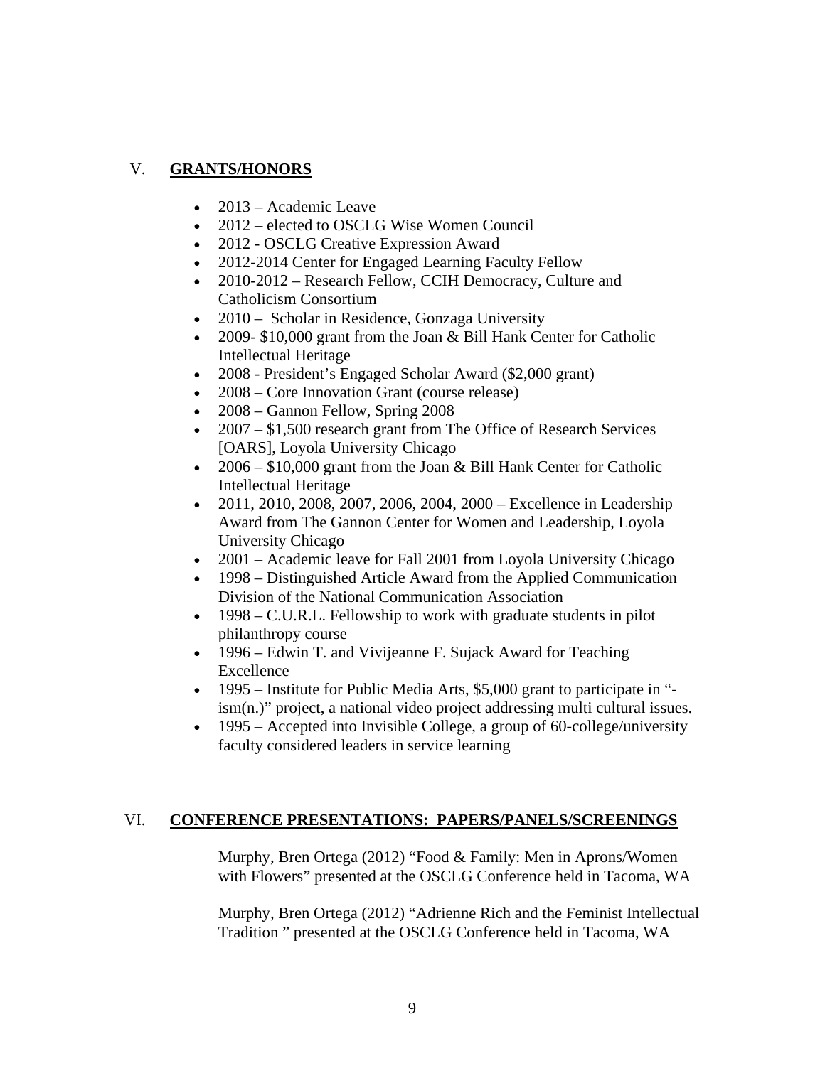## V. GRANTS/HONORS

- 2013 – Academic Leave
- 2012 – elected to OSCLG Wise Women Council
- 2012 - OSCLG Creative Expression Award
- 2012-2014 Center for Engaged Learning Faculty Fellow
- 2010-2012 – Research Fellow, CCIH Democracy, Culture and Catholicism Consortium
- 2010 – Scholar in Residence, Gonzaga University
- 2009- $10,000 grant from the Joan & Bill Hank Center for Catholic Intellectual Heritage
- 2008 - President's Engaged Scholar Award ($2,000 grant)
- 2008 – Core Innovation Grant (course release)
- 2008 – Gannon Fellow, Spring 2008
- 2007 – $1,500 research grant from The Office of Research Services [OARS], Loyola University Chicago
- 2006 – $10,000 grant from the Joan & Bill Hank Center for Catholic Intellectual Heritage
- 2011, 2010, 2008, 2007, 2006, 2004, 2000 – Excellence in Leadership Award from The Gannon Center for Women and Leadership, Loyola University Chicago
- 2001 – Academic leave for Fall 2001 from Loyola University Chicago
- 1998 – Distinguished Article Award from the Applied Communication Division of the National Communication Association
- 1998 – C.U.R.L. Fellowship to work with graduate students in pilot philanthropy course
- 1996 – Edwin T. and Vivijeanne F. Sujack Award for Teaching Excellence
- 1995 – Institute for Public Media Arts, $5,000 grant to participate in "-ism(n.)" project, a national video project addressing multi cultural issues.
- 1995 – Accepted into Invisible College, a group of 60-college/university faculty considered leaders in service learning

## VI. CONFERENCE PRESENTATIONS: PAPERS/PANELS/SCREENINGS

Murphy, Bren Ortega (2012) "Food & Family: Men in Aprons/Women with Flowers" presented at the OSCLG Conference held in Tacoma, WA

Murphy, Bren Ortega (2012) "Adrienne Rich and the Feminist Intellectual Tradition " presented at the OSCLG Conference held in Tacoma, WA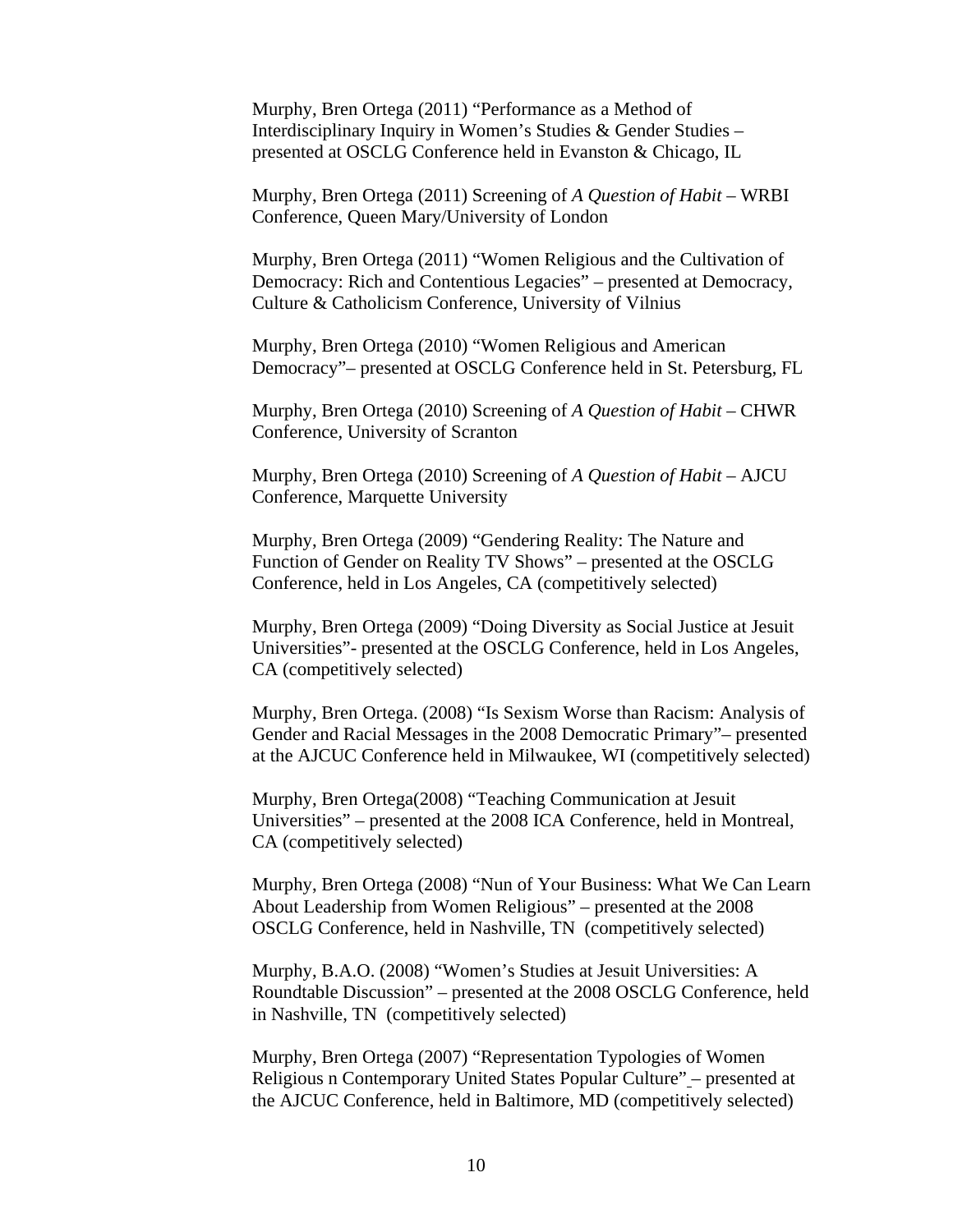Murphy, Bren Ortega (2011) “Performance as a Method of Interdisciplinary Inquiry in Women’s Studies & Gender Studies – presented at OSCLG Conference held in Evanston & Chicago, IL

Murphy, Bren Ortega (2011) Screening of *A Question of Habit* – WRBI Conference, Queen Mary/University of London

Murphy, Bren Ortega (2011) “Women Religious and the Cultivation of Democracy: Rich and Contentious Legacies” – presented at Democracy, Culture & Catholicism Conference, University of Vilnius

Murphy, Bren Ortega (2010) “Women Religious and American Democracy”– presented at OSCLG Conference held in St. Petersburg, FL

Murphy, Bren Ortega (2010) Screening of *A Question of Habit* – CHWR Conference, University of Scranton

Murphy, Bren Ortega (2010) Screening of *A Question of Habit* – AJCU Conference, Marquette University

Murphy, Bren Ortega (2009) “Gendering Reality: The Nature and Function of Gender on Reality TV Shows” – presented at the OSCLG Conference, held in Los Angeles, CA (competitively selected)

Murphy, Bren Ortega (2009) “Doing Diversity as Social Justice at Jesuit Universities”- presented at the OSCLG Conference, held in Los Angeles, CA (competitively selected)

Murphy, Bren Ortega. (2008) “Is Sexism Worse than Racism: Analysis of Gender and Racial Messages in the 2008 Democratic Primary”– presented at the AJCUC Conference held in Milwaukee, WI (competitively selected)

Murphy, Bren Ortega(2008) “Teaching Communication at Jesuit Universities” – presented at the 2008 ICA Conference, held in Montreal, CA (competitively selected)

Murphy, Bren Ortega (2008) “Nun of Your Business: What We Can Learn About Leadership from Women Religious” – presented at the 2008 OSCLG Conference, held in Nashville, TN (competitively selected)

Murphy, B.A.O. (2008) “Women’s Studies at Jesuit Universities: A Roundtable Discussion” – presented at the 2008 OSCLG Conference, held in Nashville, TN (competitively selected)

Murphy, Bren Ortega (2007) “Representation Typologies of Women Religious n Contemporary United States Popular Culture” – presented at the AJCUC Conference, held in Baltimore, MD (competitively selected)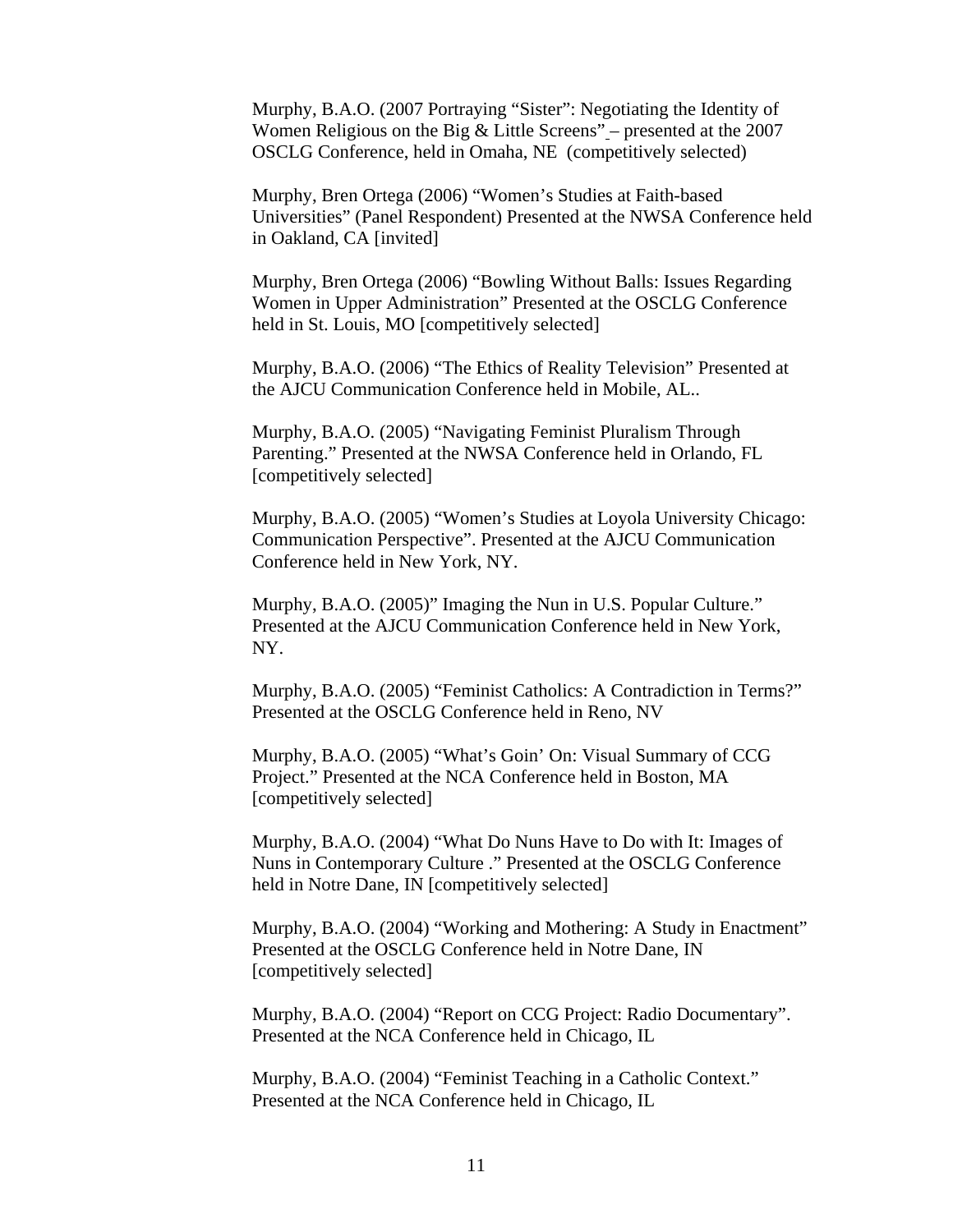Murphy, B.A.O. (2007 Portraying “Sister”: Negotiating the Identity of Women Religious on the Big & Little Screens” – presented at the 2007 OSCLG Conference, held in Omaha, NE (competitively selected)

Murphy, Bren Ortega (2006) “Women’s Studies at Faith-based Universities” (Panel Respondent) Presented at the NWSA Conference held in Oakland, CA [invited]

Murphy, Bren Ortega (2006) “Bowling Without Balls: Issues Regarding Women in Upper Administration” Presented at the OSCLG Conference held in St. Louis, MO [competitively selected]

Murphy, B.A.O. (2006) “The Ethics of Reality Television” Presented at the AJCU Communication Conference held in Mobile, AL..

Murphy, B.A.O. (2005) “Navigating Feminist Pluralism Through Parenting.” Presented at the NWSA Conference held in Orlando, FL [competitively selected]

Murphy, B.A.O. (2005) “Women’s Studies at Loyola University Chicago: Communication Perspective”. Presented at the AJCU Communication Conference held in New York, NY.

Murphy, B.A.O. (2005)” Imaging the Nun in U.S. Popular Culture.” Presented at the AJCU Communication Conference held in New York, NY.

Murphy, B.A.O. (2005) “Feminist Catholics: A Contradiction in Terms?” Presented at the OSCLG Conference held in Reno, NV

Murphy, B.A.O. (2005) “What’s Goin’ On: Visual Summary of CCG Project.” Presented at the NCA Conference held in Boston, MA [competitively selected]

Murphy, B.A.O. (2004) “What Do Nuns Have to Do with It: Images of Nuns in Contemporary Culture .” Presented at the OSCLG Conference held in Notre Dane, IN [competitively selected]

Murphy, B.A.O. (2004) “Working and Mothering: A Study in Enactment” Presented at the OSCLG Conference held in Notre Dane, IN [competitively selected]

Murphy, B.A.O. (2004) “Report on CCG Project: Radio Documentary”. Presented at the NCA Conference held in Chicago, IL

Murphy, B.A.O. (2004) “Feminist Teaching in a Catholic Context.” Presented at the NCA Conference held in Chicago, IL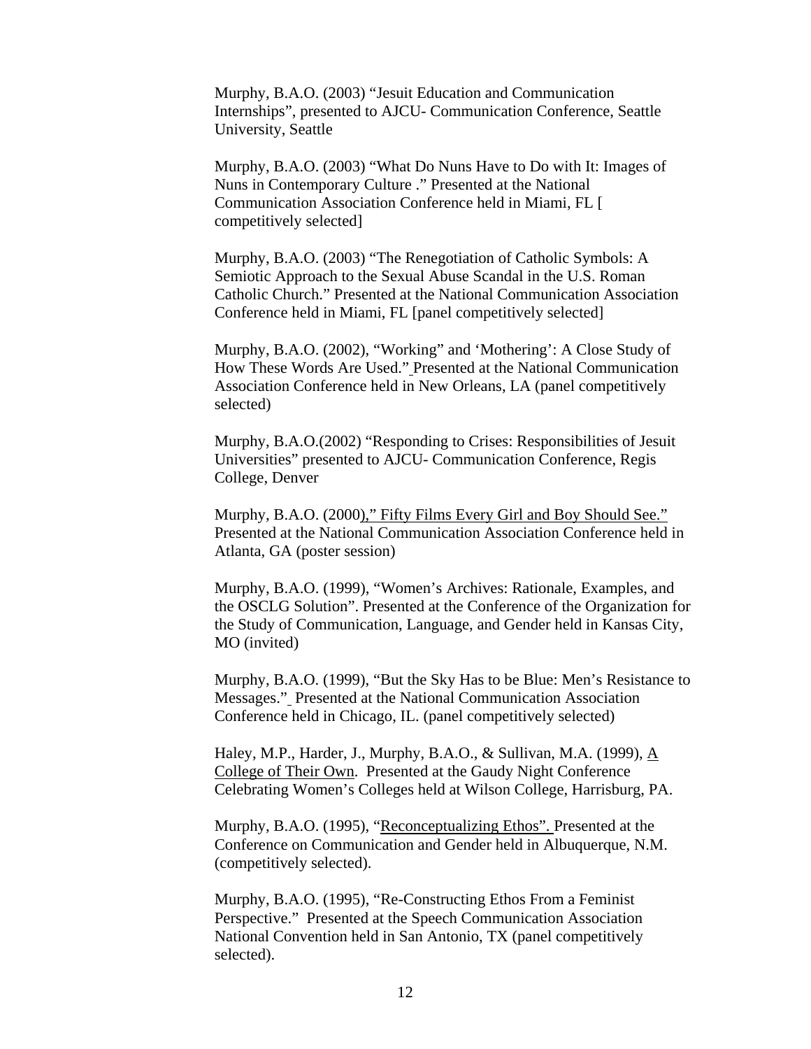Murphy, B.A.O. (2003) "Jesuit Education and Communication Internships", presented to AJCU- Communication Conference, Seattle University, Seattle

Murphy, B.A.O. (2003) "What Do Nuns Have to Do with It: Images of Nuns in Contemporary Culture ." Presented at the National Communication Association Conference held in Miami, FL [ competitively selected]

Murphy, B.A.O. (2003) "The Renegotiation of Catholic Symbols: A Semiotic Approach to the Sexual Abuse Scandal in the U.S. Roman Catholic Church." Presented at the National Communication Association Conference held in Miami, FL [panel competitively selected]

Murphy, B.A.O. (2002), "Working" and 'Mothering': A Close Study of How These Words Are Used." Presented at the National Communication Association Conference held in New Orleans, LA (panel competitively selected)

Murphy, B.A.O.(2002) "Responding to Crises: Responsibilities of Jesuit Universities" presented to AJCU- Communication Conference, Regis College, Denver

Murphy, B.A.O. (2000)," Fifty Films Every Girl and Boy Should See." Presented at the National Communication Association Conference held in Atlanta, GA (poster session)

Murphy, B.A.O. (1999), "Women's Archives: Rationale, Examples, and the OSCLG Solution". Presented at the Conference of the Organization for the Study of Communication, Language, and Gender held in Kansas City, MO (invited)

Murphy, B.A.O. (1999), "But the Sky Has to be Blue: Men's Resistance to Messages." Presented at the National Communication Association Conference held in Chicago, IL. (panel competitively selected)

Haley, M.P., Harder, J., Murphy, B.A.O., & Sullivan, M.A. (1999), A College of Their Own. Presented at the Gaudy Night Conference Celebrating Women's Colleges held at Wilson College, Harrisburg, PA.

Murphy, B.A.O. (1995), "Reconceptualizing Ethos". Presented at the Conference on Communication and Gender held in Albuquerque, N.M. (competitively selected).

Murphy, B.A.O. (1995), "Re-Constructing Ethos From a Feminist Perspective." Presented at the Speech Communication Association National Convention held in San Antonio, TX (panel competitively selected).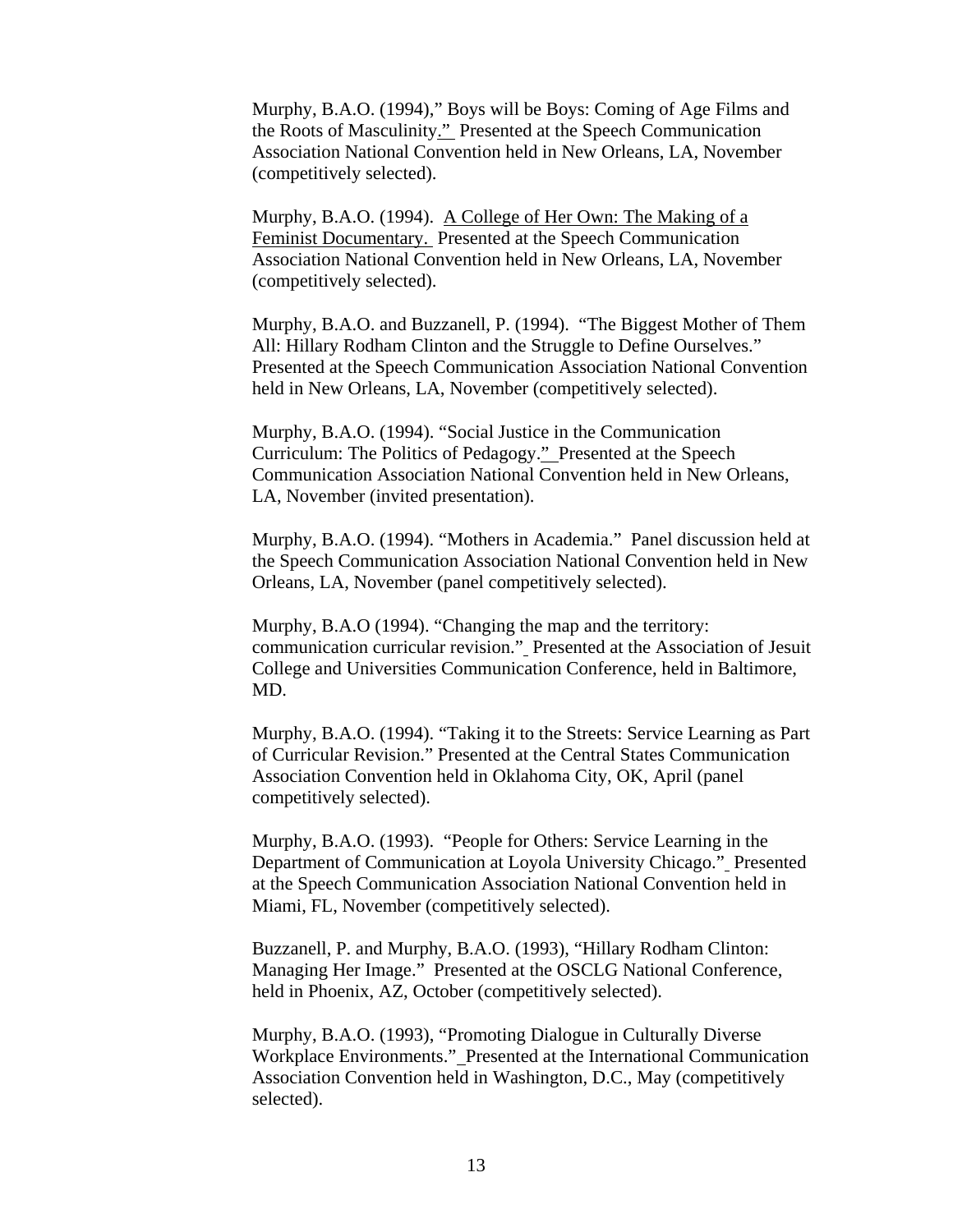Murphy, B.A.O. (1994)," Boys will be Boys: Coming of Age Films and the Roots of Masculinity." Presented at the Speech Communication Association National Convention held in New Orleans, LA, November (competitively selected).

Murphy, B.A.O. (1994). A College of Her Own: The Making of a Feminist Documentary. Presented at the Speech Communication Association National Convention held in New Orleans, LA, November (competitively selected).

Murphy, B.A.O. and Buzzanell, P. (1994). "The Biggest Mother of Them All: Hillary Rodham Clinton and the Struggle to Define Ourselves." Presented at the Speech Communication Association National Convention held in New Orleans, LA, November (competitively selected).

Murphy, B.A.O. (1994). "Social Justice in the Communication Curriculum: The Politics of Pedagogy." Presented at the Speech Communication Association National Convention held in New Orleans, LA, November (invited presentation).

Murphy, B.A.O. (1994). "Mothers in Academia." Panel discussion held at the Speech Communication Association National Convention held in New Orleans, LA, November (panel competitively selected).

Murphy, B.A.O (1994). "Changing the map and the territory: communication curricular revision." Presented at the Association of Jesuit College and Universities Communication Conference, held in Baltimore, MD.

Murphy, B.A.O. (1994). "Taking it to the Streets: Service Learning as Part of Curricular Revision." Presented at the Central States Communication Association Convention held in Oklahoma City, OK, April (panel competitively selected).

Murphy, B.A.O. (1993). "People for Others: Service Learning in the Department of Communication at Loyola University Chicago." Presented at the Speech Communication Association National Convention held in Miami, FL, November (competitively selected).

Buzzanell, P. and Murphy, B.A.O. (1993), "Hillary Rodham Clinton: Managing Her Image." Presented at the OSCLG National Conference, held in Phoenix, AZ, October (competitively selected).

Murphy, B.A.O. (1993), "Promoting Dialogue in Culturally Diverse Workplace Environments." Presented at the International Communication Association Convention held in Washington, D.C., May (competitively selected).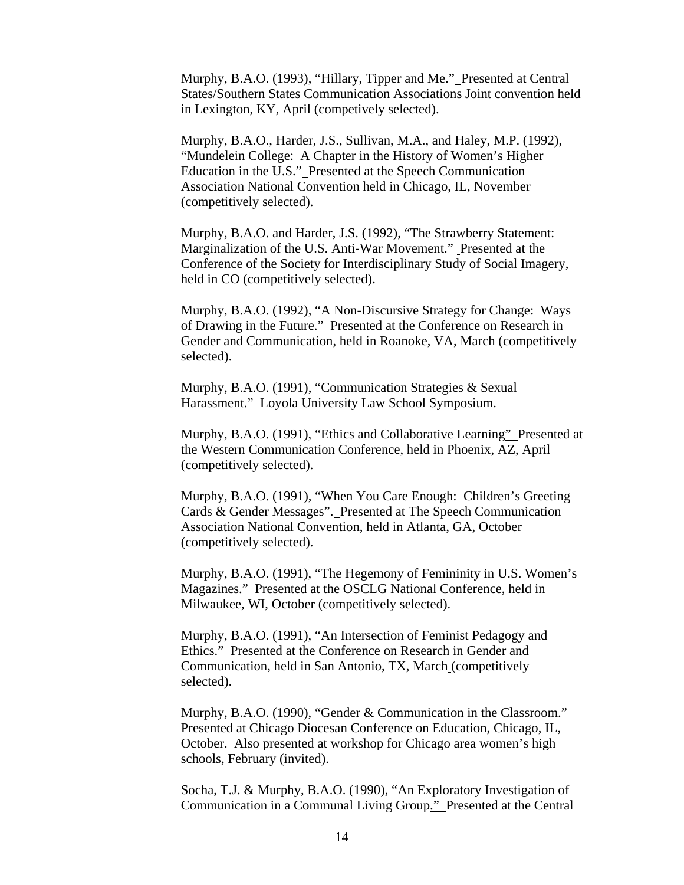Murphy, B.A.O. (1993), “Hillary, Tipper and Me.” Presented at Central States/Southern States Communication Associations Joint convention held in Lexington, KY, April (competevely selected).

Murphy, B.A.O., Harder, J.S., Sullivan, M.A., and Haley, M.P. (1992), “Mundelein College: A Chapter in the History of Women’s Higher Education in the U.S.” Presented at the Speech Communication Association National Convention held in Chicago, IL, November (competitively selected).

Murphy, B.A.O. and Harder, J.S. (1992), “The Strawberry Statement: Marginalization of the U.S. Anti-War Movement.” Presented at the Conference of the Society for Interdisciplinary Study of Social Imagery, held in CO (competitively selected).

Murphy, B.A.O. (1992), “A Non-Discursive Strategy for Change: Ways of Drawing in the Future.” Presented at the Conference on Research in Gender and Communication, held in Roanoke, VA, March (competitively selected).

Murphy, B.A.O. (1991), “Communication Strategies & Sexual Harassment.” Loyola University Law School Symposium.

Murphy, B.A.O. (1991), “Ethics and Collaborative Learning” Presented at the Western Communication Conference, held in Phoenix, AZ, April (competitively selected).

Murphy, B.A.O. (1991), “When You Care Enough: Children’s Greeting Cards & Gender Messages”. Presented at The Speech Communication Association National Convention, held in Atlanta, GA, October (competitively selected).

Murphy, B.A.O. (1991), “The Hegemony of Femininity in U.S. Women’s Magazines.” Presented at the OSCLG National Conference, held in Milwaukee, WI, October (competitively selected).

Murphy, B.A.O. (1991), “An Intersection of Feminist Pedagogy and Ethics.” Presented at the Conference on Research in Gender and Communication, held in San Antonio, TX, March (competitively selected).

Murphy, B.A.O. (1990), “Gender & Communication in the Classroom.” Presented at Chicago Diocesan Conference on Education, Chicago, IL, October. Also presented at workshop for Chicago area women’s high schools, February (invited).

Socha, T.J. & Murphy, B.A.O. (1990), “An Exploratory Investigation of Communication in a Communal Living Group.” Presented at the Central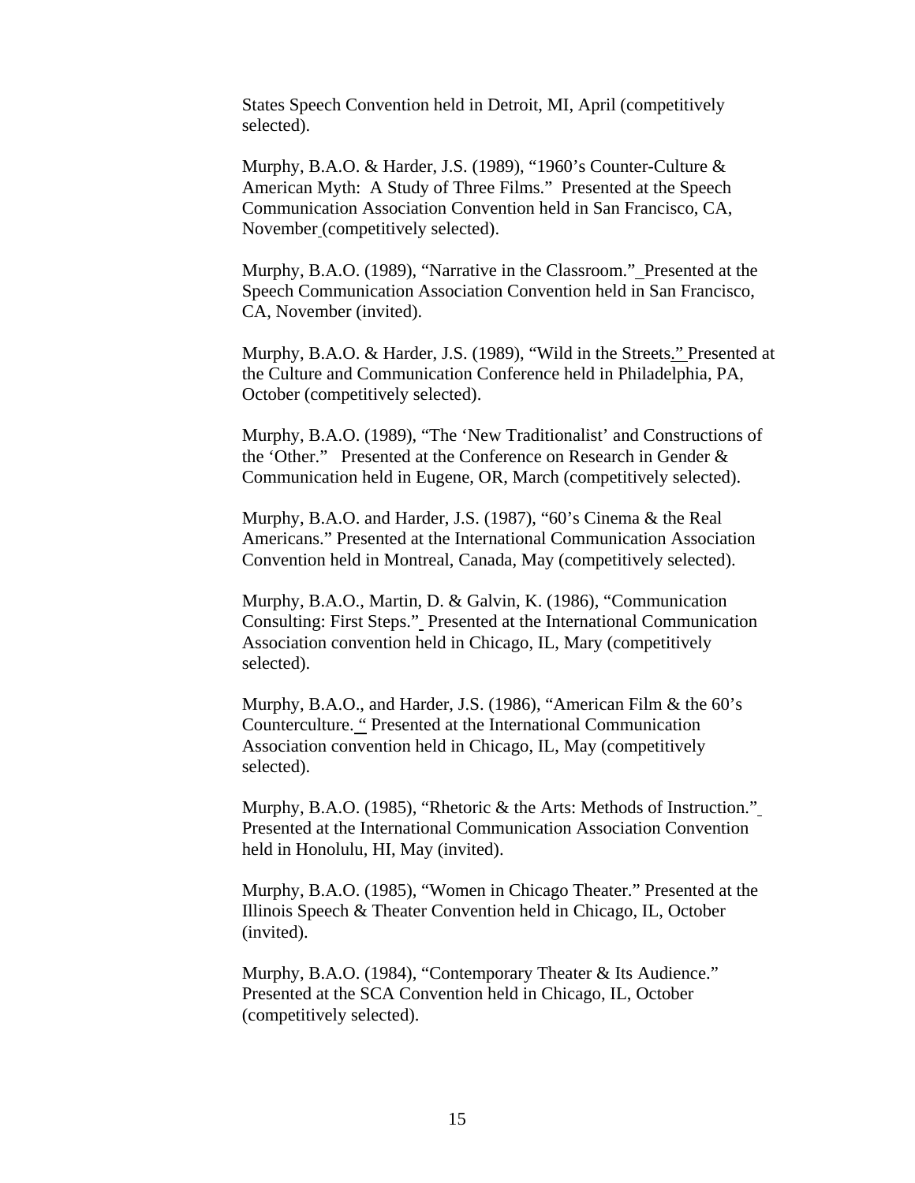States Speech Convention held in Detroit, MI, April (competitively selected).

Murphy, B.A.O. & Harder, J.S. (1989), “1960’s Counter-Culture & American Myth: A Study of Three Films.” Presented at the Speech Communication Association Convention held in San Francisco, CA, November (competitively selected).

Murphy, B.A.O. (1989), “Narrative in the Classroom.” Presented at the Speech Communication Association Convention held in San Francisco, CA, November (invited).

Murphy, B.A.O. & Harder, J.S. (1989), “Wild in the Streets.” Presented at the Culture and Communication Conference held in Philadelphia, PA, October (competitively selected).

Murphy, B.A.O. (1989), “The ‘New Traditionalist’ and Constructions of the ‘Other.” Presented at the Conference on Research in Gender & Communication held in Eugene, OR, March (competitively selected).

Murphy, B.A.O. and Harder, J.S. (1987), “60’s Cinema & the Real Americans.” Presented at the International Communication Association Convention held in Montreal, Canada, May (competitively selected).

Murphy, B.A.O., Martin, D. & Galvin, K. (1986), “Communication Consulting: First Steps.” Presented at the International Communication Association convention held in Chicago, IL, Mary (competitively selected).

Murphy, B.A.O., and Harder, J.S. (1986), “American Film & the 60’s Counterculture. “ Presented at the International Communication Association convention held in Chicago, IL, May (competitively selected).

Murphy, B.A.O. (1985), “Rhetoric & the Arts: Methods of Instruction.” Presented at the International Communication Association Convention held in Honolulu, HI, May (invited).

Murphy, B.A.O. (1985), “Women in Chicago Theater.” Presented at the Illinois Speech & Theater Convention held in Chicago, IL, October (invited).

Murphy, B.A.O. (1984), “Contemporary Theater & Its Audience.” Presented at the SCA Convention held in Chicago, IL, October (competitively selected).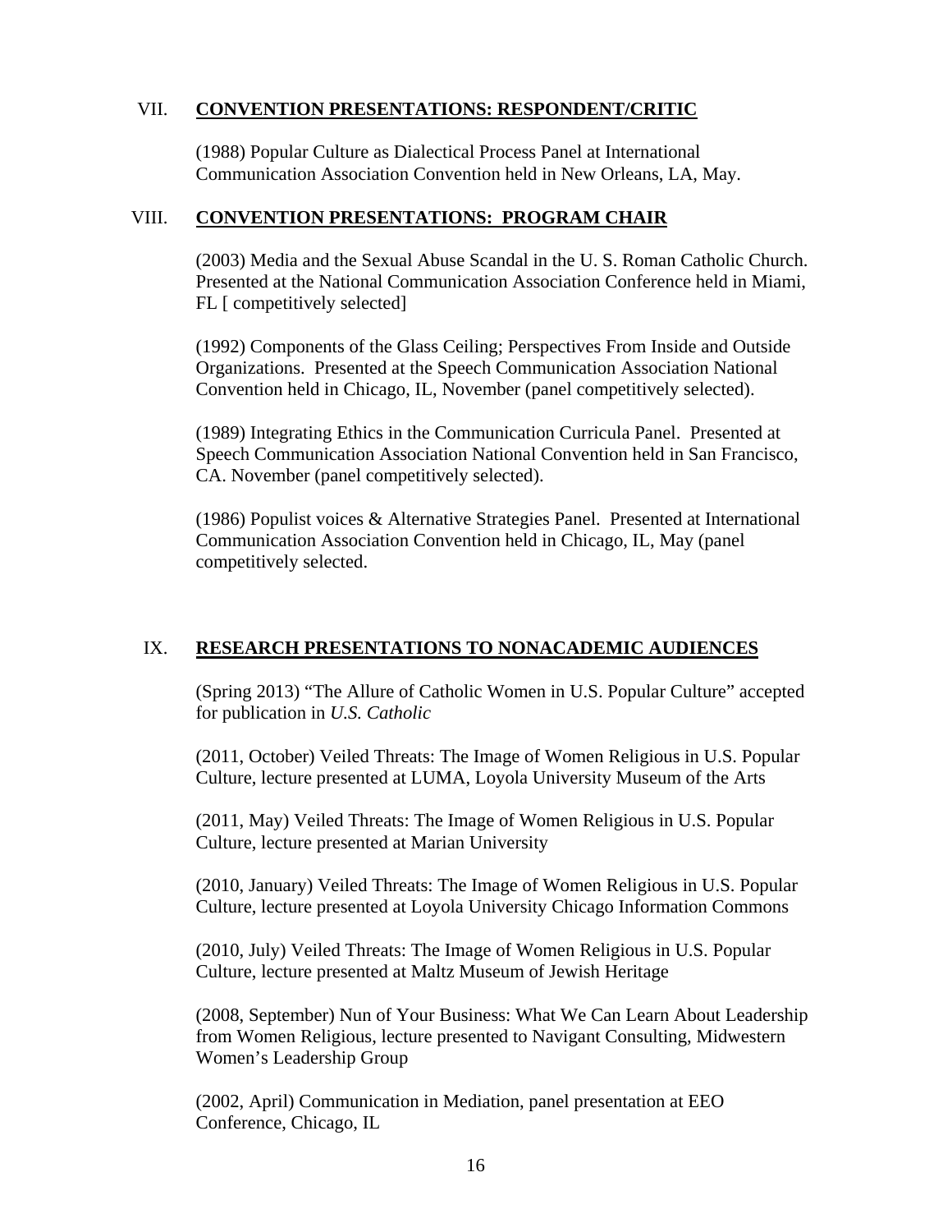## VII. **CONVENTION PRESENTATIONS: RESPONDENT/CRITIC**

(1988) Popular Culture as Dialectical Process Panel at International Communication Association Convention held in New Orleans, LA, May.

## VIII. **CONVENTION PRESENTATIONS: PROGRAM CHAIR**

(2003) Media and the Sexual Abuse Scandal in the U. S. Roman Catholic Church. Presented at the National Communication Association Conference held in Miami, FL [ competitively selected]

(1992) Components of the Glass Ceiling; Perspectives From Inside and Outside Organizations. Presented at the Speech Communication Association National Convention held in Chicago, IL, November (panel competitively selected).

(1989) Integrating Ethics in the Communication Curricula Panel. Presented at Speech Communication Association National Convention held in San Francisco, CA. November (panel competitively selected).

(1986) Populist voices & Alternative Strategies Panel. Presented at International Communication Association Convention held in Chicago, IL, May (panel competitively selected.

## IX. **RESEARCH PRESENTATIONS TO NONACADEMIC AUDIENCES**

(Spring 2013) "The Allure of Catholic Women in U.S. Popular Culture" accepted for publication in *U.S. Catholic*

(2011, October) Veiled Threats: The Image of Women Religious in U.S. Popular Culture, lecture presented at LUMA, Loyola University Museum of the Arts

(2011, May) Veiled Threats: The Image of Women Religious in U.S. Popular Culture, lecture presented at Marian University

(2010, January) Veiled Threats: The Image of Women Religious in U.S. Popular Culture, lecture presented at Loyola University Chicago Information Commons

(2010, July) Veiled Threats: The Image of Women Religious in U.S. Popular Culture, lecture presented at Maltz Museum of Jewish Heritage

(2008, September) Nun of Your Business: What We Can Learn About Leadership from Women Religious, lecture presented to Navigant Consulting, Midwestern Women's Leadership Group

(2002, April) Communication in Mediation, panel presentation at EEO Conference, Chicago, IL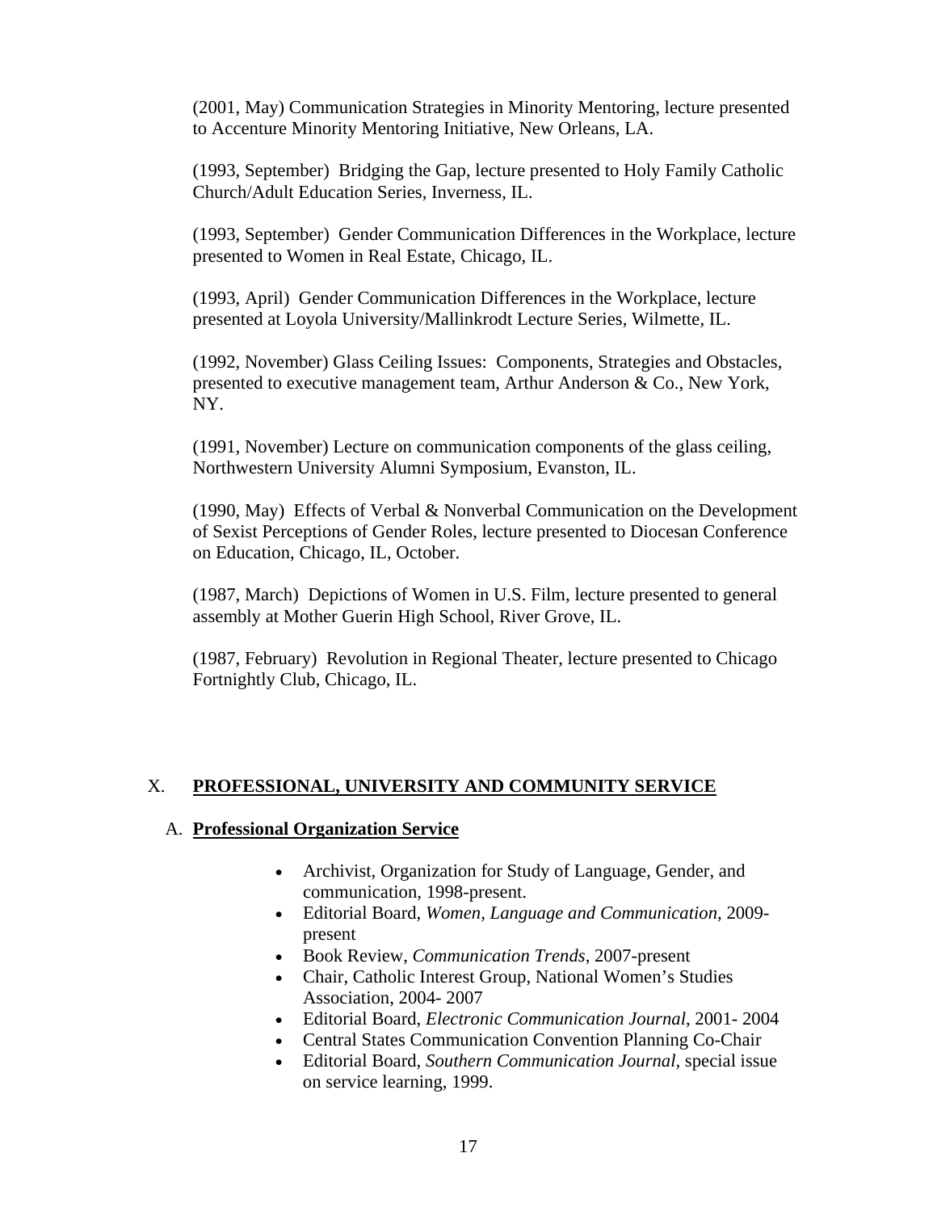(2001, May) Communication Strategies in Minority Mentoring, lecture presented to Accenture Minority Mentoring Initiative, New Orleans, LA.

(1993, September) Bridging the Gap, lecture presented to Holy Family Catholic Church/Adult Education Series, Inverness, IL.

(1993, September) Gender Communication Differences in the Workplace, lecture presented to Women in Real Estate, Chicago, IL.

(1993, April) Gender Communication Differences in the Workplace, lecture presented at Loyola University/Mallinkrodt Lecture Series, Wilmette, IL.

(1992, November) Glass Ceiling Issues: Components, Strategies and Obstacles, presented to executive management team, Arthur Anderson & Co., New York, NY.

(1991, November) Lecture on communication components of the glass ceiling, Northwestern University Alumni Symposium, Evanston, IL.

(1990, May) Effects of Verbal & Nonverbal Communication on the Development of Sexist Perceptions of Gender Roles, lecture presented to Diocesan Conference on Education, Chicago, IL, October.

(1987, March) Depictions of Women in U.S. Film, lecture presented to general assembly at Mother Guerin High School, River Grove, IL.

(1987, February) Revolution in Regional Theater, lecture presented to Chicago Fortnightly Club, Chicago, IL.

## X. **PROFESSIONAL, UNIVERSITY AND COMMUNITY SERVICE**

### A. **Professional Organization Service**

- Archivist, Organization for Study of Language, Gender, and communication, 1998-present.
- Editorial Board, *Women, Language and Communication*, 2009-present
- Book Review, *Communication Trends*, 2007-present
- Chair, Catholic Interest Group, National Women's Studies Association, 2004- 2007
- Editorial Board, *Electronic Communication Journal*, 2001- 2004
- Central States Communication Convention Planning Co-Chair
- Editorial Board, *Southern Communication Journal*, special issue on service learning, 1999.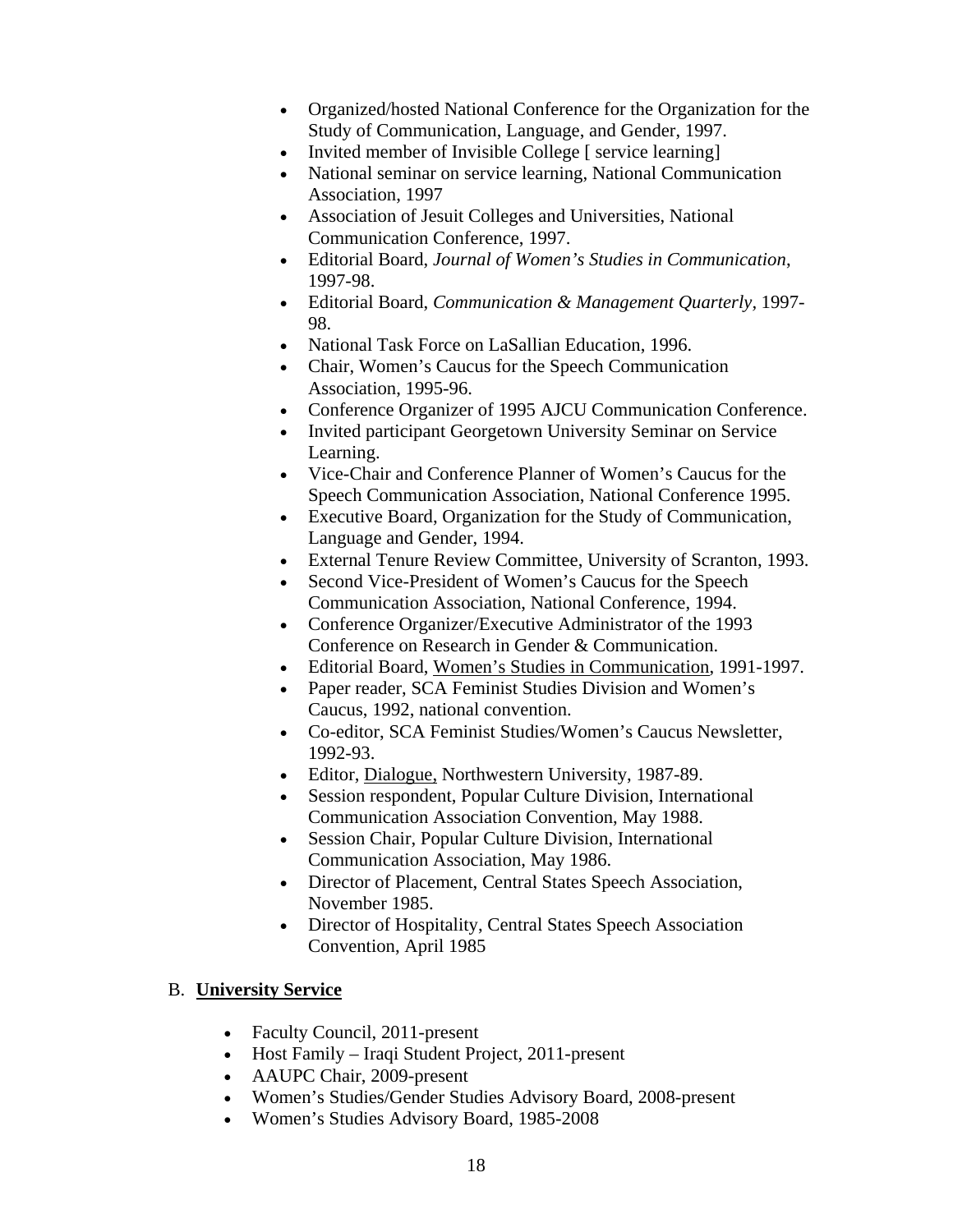- Organized/hosted National Conference for the Organization for the Study of Communication, Language, and Gender, 1997.
- Invited member of Invisible College [ service learning]
- National seminar on service learning, National Communication Association, 1997
- Association of Jesuit Colleges and Universities, National Communication Conference, 1997.
- Editorial Board, *Journal of Women's Studies in Communication*, 1997-98.
- Editorial Board, *Communication & Management Quarterly*, 1997-98.
- National Task Force on LaSallian Education, 1996.
- Chair, Women's Caucus for the Speech Communication Association, 1995-96.
- Conference Organizer of 1995 AJCU Communication Conference.
- Invited participant Georgetown University Seminar on Service Learning.
- Vice-Chair and Conference Planner of Women's Caucus for the Speech Communication Association, National Conference 1995.
- Executive Board, Organization for the Study of Communication, Language and Gender, 1994.
- External Tenure Review Committee, University of Scranton, 1993.
- Second Vice-President of Women's Caucus for the Speech Communication Association, National Conference, 1994.
- Conference Organizer/Executive Administrator of the 1993 Conference on Research in Gender & Communication.
- Editorial Board, <u>Women's Studies in Communication</u>, 1991-1997.
- Paper reader, SCA Feminist Studies Division and Women's Caucus, 1992, national convention.
- Co-editor, SCA Feminist Studies/Women's Caucus Newsletter, 1992-93.
- Editor, <u>Dialogue,</u> Northwestern University, 1987-89.
- Session respondent, Popular Culture Division, International Communication Association Convention, May 1988.
- Session Chair, Popular Culture Division, International Communication Association, May 1986.
- Director of Placement, Central States Speech Association, November 1985.
- Director of Hospitality, Central States Speech Association Convention, April 1985

B. **<u>University Service</u>**

- Faculty Council, 2011-present
- Host Family – Iraqi Student Project, 2011-present
- AAUPC Chair, 2009-present
- Women's Studies/Gender Studies Advisory Board, 2008-present
- Women's Studies Advisory Board, 1985-2008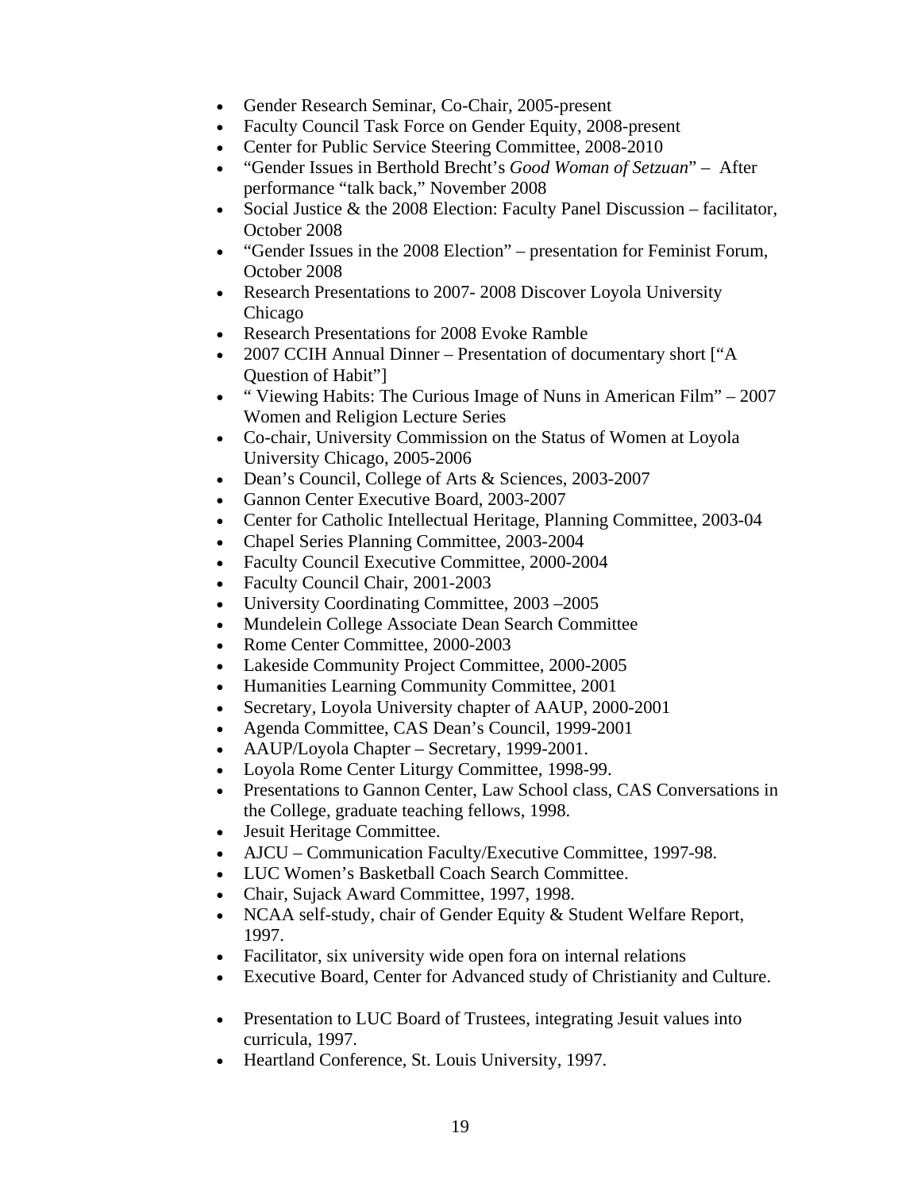- Gender Research Seminar, Co-Chair, 2005-present
- Faculty Council Task Force on Gender Equity, 2008-present
- Center for Public Service Steering Committee, 2008-2010
- “Gender Issues in Berthold Brecht’s *Good Woman of Setzuan*” – After performance “talk back,” November 2008
- Social Justice & the 2008 Election: Faculty Panel Discussion – facilitator, October 2008
- “Gender Issues in the 2008 Election” – presentation for Feminist Forum, October 2008
- Research Presentations to 2007- 2008 Discover Loyola University Chicago
- Research Presentations for 2008 Evoke Ramble
- 2007 CCIH Annual Dinner – Presentation of documentary short [“A Question of Habit”]
- “ Viewing Habits: The Curious Image of Nuns in American Film” – 2007 Women and Religion Lecture Series
- Co-chair, University Commission on the Status of Women at Loyola University Chicago, 2005-2006
- Dean’s Council, College of Arts & Sciences, 2003-2007
- Gannon Center Executive Board, 2003-2007
- Center for Catholic Intellectual Heritage, Planning Committee, 2003-04
- Chapel Series Planning Committee, 2003-2004
- Faculty Council Executive Committee, 2000-2004
- Faculty Council Chair, 2001-2003
- University Coordinating Committee, 2003 –2005
- Mundelein College Associate Dean Search Committee
- Rome Center Committee, 2000-2003
- Lakeside Community Project Committee, 2000-2005
- Humanities Learning Community Committee, 2001
- Secretary, Loyola University chapter of AAUP, 2000-2001
- Agenda Committee, CAS Dean’s Council, 1999-2001
- AAUP/Loyola Chapter – Secretary, 1999-2001.
- Loyola Rome Center Liturgy Committee, 1998-99.
- Presentations to Gannon Center, Law School class, CAS Conversations in the College, graduate teaching fellows, 1998.
- Jesuit Heritage Committee.
- AJCU – Communication Faculty/Executive Committee, 1997-98.
- LUC Women’s Basketball Coach Search Committee.
- Chair, Sujack Award Committee, 1997, 1998.
- NCAA self-study, chair of Gender Equity & Student Welfare Report, 1997.
- Facilitator, six university wide open fora on internal relations
- Executive Board, Center for Advanced study of Christianity and Culture.
- Presentation to LUC Board of Trustees, integrating Jesuit values into curricula, 1997.
- Heartland Conference, St. Louis University, 1997.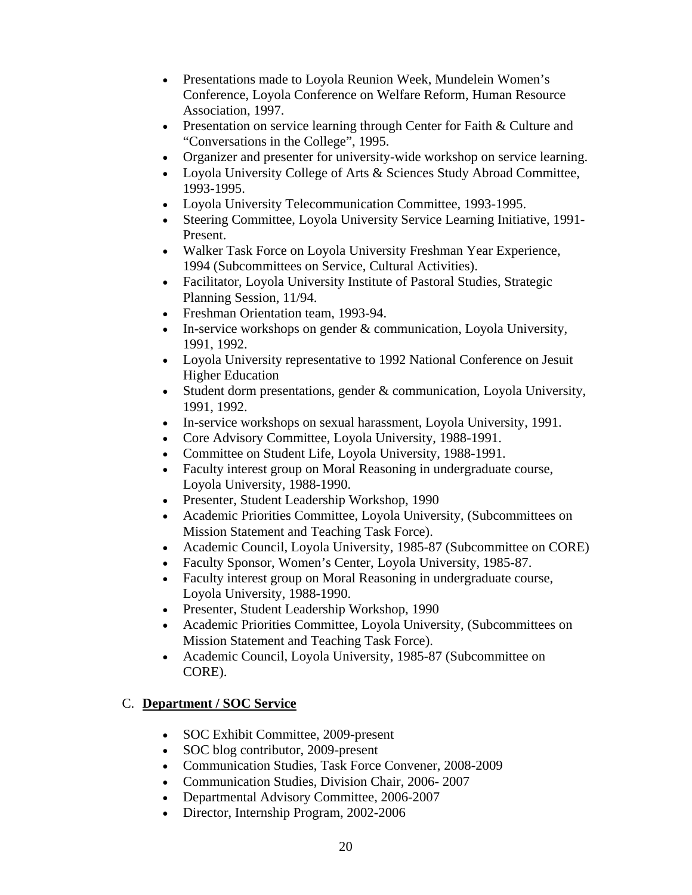- Presentations made to Loyola Reunion Week, Mundelein Women's Conference, Loyola Conference on Welfare Reform, Human Resource Association, 1997.
- Presentation on service learning through Center for Faith & Culture and "Conversations in the College", 1995.
- Organizer and presenter for university-wide workshop on service learning.
- Loyola University College of Arts & Sciences Study Abroad Committee, 1993-1995.
- Loyola University Telecommunication Committee, 1993-1995.
- Steering Committee, Loyola University Service Learning Initiative, 1991-Present.
- Walker Task Force on Loyola University Freshman Year Experience, 1994 (Subcommittees on Service, Cultural Activities).
- Facilitator, Loyola University Institute of Pastoral Studies, Strategic Planning Session, 11/94.
- Freshman Orientation team, 1993-94.
- In-service workshops on gender & communication, Loyola University, 1991, 1992.
- Loyola University representative to 1992 National Conference on Jesuit Higher Education
- Student dorm presentations, gender & communication, Loyola University, 1991, 1992.
- In-service workshops on sexual harassment, Loyola University, 1991.
- Core Advisory Committee, Loyola University, 1988-1991.
- Committee on Student Life, Loyola University, 1988-1991.
- Faculty interest group on Moral Reasoning in undergraduate course, Loyola University, 1988-1990.
- Presenter, Student Leadership Workshop, 1990
- Academic Priorities Committee, Loyola University, (Subcommittees on Mission Statement and Teaching Task Force).
- Academic Council, Loyola University, 1985-87 (Subcommittee on CORE)
- Faculty Sponsor, Women's Center, Loyola University, 1985-87.
- Faculty interest group on Moral Reasoning in undergraduate course, Loyola University, 1988-1990.
- Presenter, Student Leadership Workshop, 1990
- Academic Priorities Committee, Loyola University, (Subcommittees on Mission Statement and Teaching Task Force).
- Academic Council, Loyola University, 1985-87 (Subcommittee on CORE).

C. **Department / SOC Service**

- SOC Exhibit Committee, 2009-present
- SOC blog contributor, 2009-present
- Communication Studies, Task Force Convener, 2008-2009
- Communication Studies, Division Chair, 2006- 2007
- Departmental Advisory Committee, 2006-2007
- Director, Internship Program, 2002-2006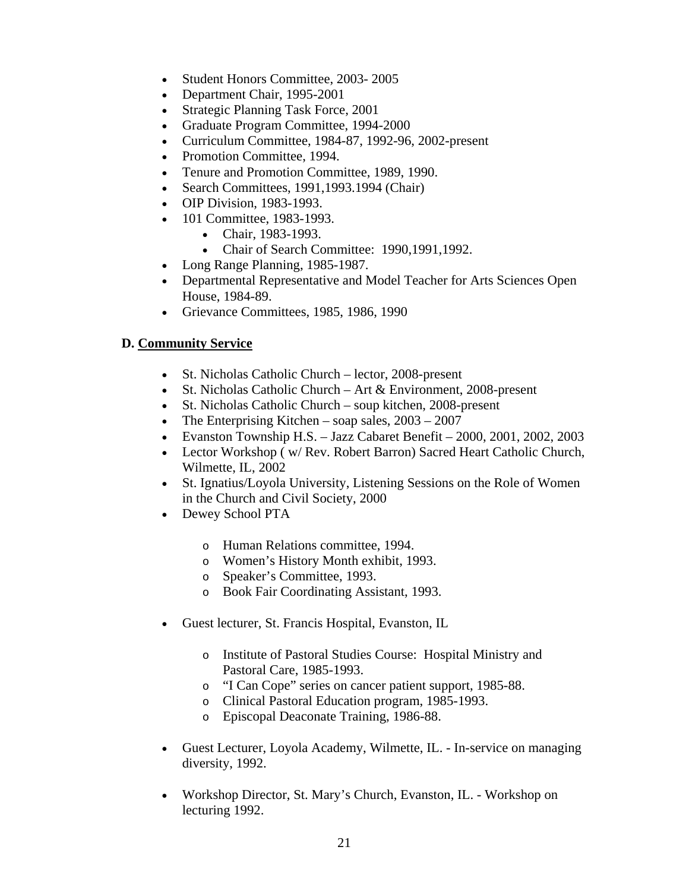- Student Honors Committee, 2003- 2005
- Department Chair, 1995-2001
- Strategic Planning Task Force, 2001
- Graduate Program Committee, 1994-2000
- Curriculum Committee, 1984-87, 1992-96, 2002-present
- Promotion Committee, 1994.
- Tenure and Promotion Committee, 1989, 1990.
- Search Committees, 1991,1993.1994 (Chair)
- OIP Division, 1983-1993.
- 101 Committee, 1983-1993.
    - Chair, 1983-1993.
    - Chair of Search Committee: 1990,1991,1992.
- Long Range Planning, 1985-1987.
- Departmental Representative and Model Teacher for Arts Sciences Open House, 1984-89.
- Grievance Committees, 1985, 1986, 1990

## D. <u>Community Service</u>

- St. Nicholas Catholic Church – lector, 2008-present
- St. Nicholas Catholic Church – Art & Environment, 2008-present
- St. Nicholas Catholic Church – soup kitchen, 2008-present
- The Enterprising Kitchen – soap sales, 2003 – 2007
- Evanston Township H.S. – Jazz Cabaret Benefit – 2000, 2001, 2002, 2003
- Lector Workshop ( w/ Rev. Robert Barron) Sacred Heart Catholic Church, Wilmette, IL, 2002
- St. Ignatius/Loyola University, Listening Sessions on the Role of Women in the Church and Civil Society, 2000
- Dewey School PTA
    - Human Relations committee, 1994.
    - Women's History Month exhibit, 1993.
    - Speaker's Committee, 1993.
    - Book Fair Coordinating Assistant, 1993.
- Guest lecturer, St. Francis Hospital, Evanston, IL
    - Institute of Pastoral Studies Course: Hospital Ministry and Pastoral Care, 1985-1993.
    - "I Can Cope" series on cancer patient support, 1985-88.
    - Clinical Pastoral Education program, 1985-1993.
    - Episcopal Deaconate Training, 1986-88.
- Guest Lecturer, Loyola Academy, Wilmette, IL. - In-service on managing diversity, 1992.
- Workshop Director, St. Mary's Church, Evanston, IL. - Workshop on lecturing 1992.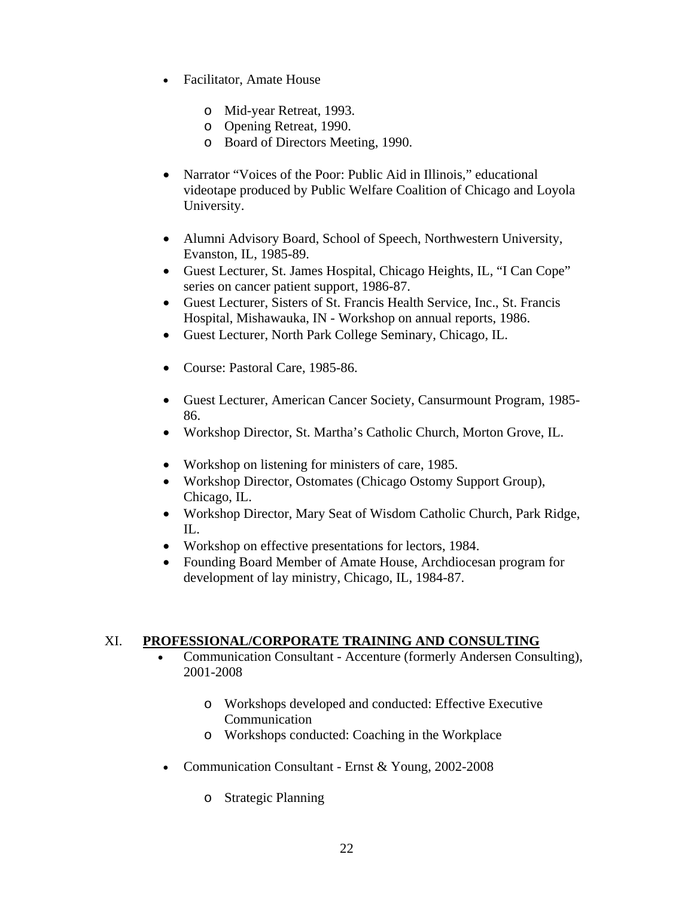- Facilitator, Amate House
  - Mid-year Retreat, 1993.
  - Opening Retreat, 1990.
  - Board of Directors Meeting, 1990.

- Narrator "Voices of the Poor: Public Aid in Illinois," educational videotape produced by Public Welfare Coalition of Chicago and Loyola University.

- Alumni Advisory Board, School of Speech, Northwestern University, Evanston, IL, 1985-89.
- Guest Lecturer, St. James Hospital, Chicago Heights, IL, "I Can Cope" series on cancer patient support, 1986-87.
- Guest Lecturer, Sisters of St. Francis Health Service, Inc., St. Francis Hospital, Mishawauka, IN - Workshop on annual reports, 1986.
- Guest Lecturer, North Park College Seminary, Chicago, IL.

- Course: Pastoral Care, 1985-86.

- Guest Lecturer, American Cancer Society, Cansurmount Program, 1985-86.
- Workshop Director, St. Martha's Catholic Church, Morton Grove, IL.

- Workshop on listening for ministers of care, 1985.
- Workshop Director, Ostomates (Chicago Ostomy Support Group), Chicago, IL.
- Workshop Director, Mary Seat of Wisdom Catholic Church, Park Ridge, IL.
- Workshop on effective presentations for lectors, 1984.
- Founding Board Member of Amate House, Archdiocesan program for development of lay ministry, Chicago, IL, 1984-87.

## XI. PROFESSIONAL/CORPORATE TRAINING AND CONSULTING

- Communication Consultant - Accenture (formerly Andersen Consulting), 2001-2008
  - Workshops developed and conducted: Effective Executive Communication
  - Workshops conducted: Coaching in the Workplace

- Communication Consultant - Ernst & Young, 2002-2008
  - Strategic Planning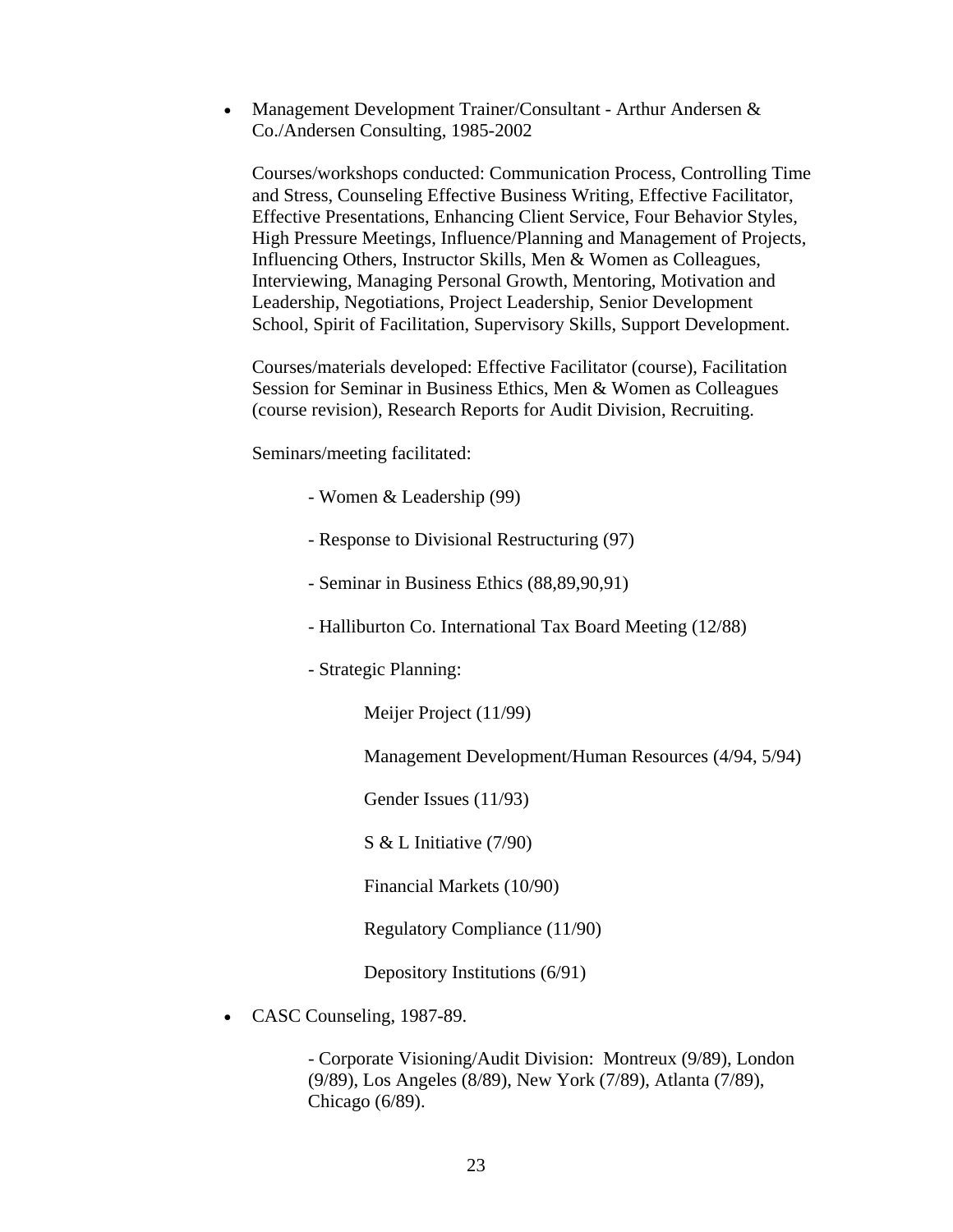- Management Development Trainer/Consultant - Arthur Andersen & Co./Andersen Consulting, 1985-2002

  Courses/workshops conducted: Communication Process, Controlling Time and Stress, Counseling Effective Business Writing, Effective Facilitator, Effective Presentations, Enhancing Client Service, Four Behavior Styles, High Pressure Meetings, Influence/Planning and Management of Projects, Influencing Others, Instructor Skills, Men & Women as Colleagues, Interviewing, Managing Personal Growth, Mentoring, Motivation and Leadership, Negotiations, Project Leadership, Senior Development School, Spirit of Facilitation, Supervisory Skills, Support Development.

  Courses/materials developed: Effective Facilitator (course), Facilitation Session for Seminar in Business Ethics, Men & Women as Colleagues (course revision), Research Reports for Audit Division, Recruiting.

  Seminars/meeting facilitated:

  - Women & Leadership (99)
  - Response to Divisional Restructuring (97)
  - Seminar in Business Ethics (88,89,90,91)
  - Halliburton Co. International Tax Board Meeting (12/88)
  - Strategic Planning:

    Meijer Project (11/99)

    Management Development/Human Resources (4/94, 5/94)

    Gender Issues (11/93)

    S & L Initiative (7/90)

    Financial Markets (10/90)

    Regulatory Compliance (11/90)

    Depository Institutions (6/91)

- CASC Counseling, 1987-89.

  - Corporate Visioning/Audit Division: Montreux (9/89), London (9/89), Los Angeles (8/89), New York (7/89), Atlanta (7/89), Chicago (6/89).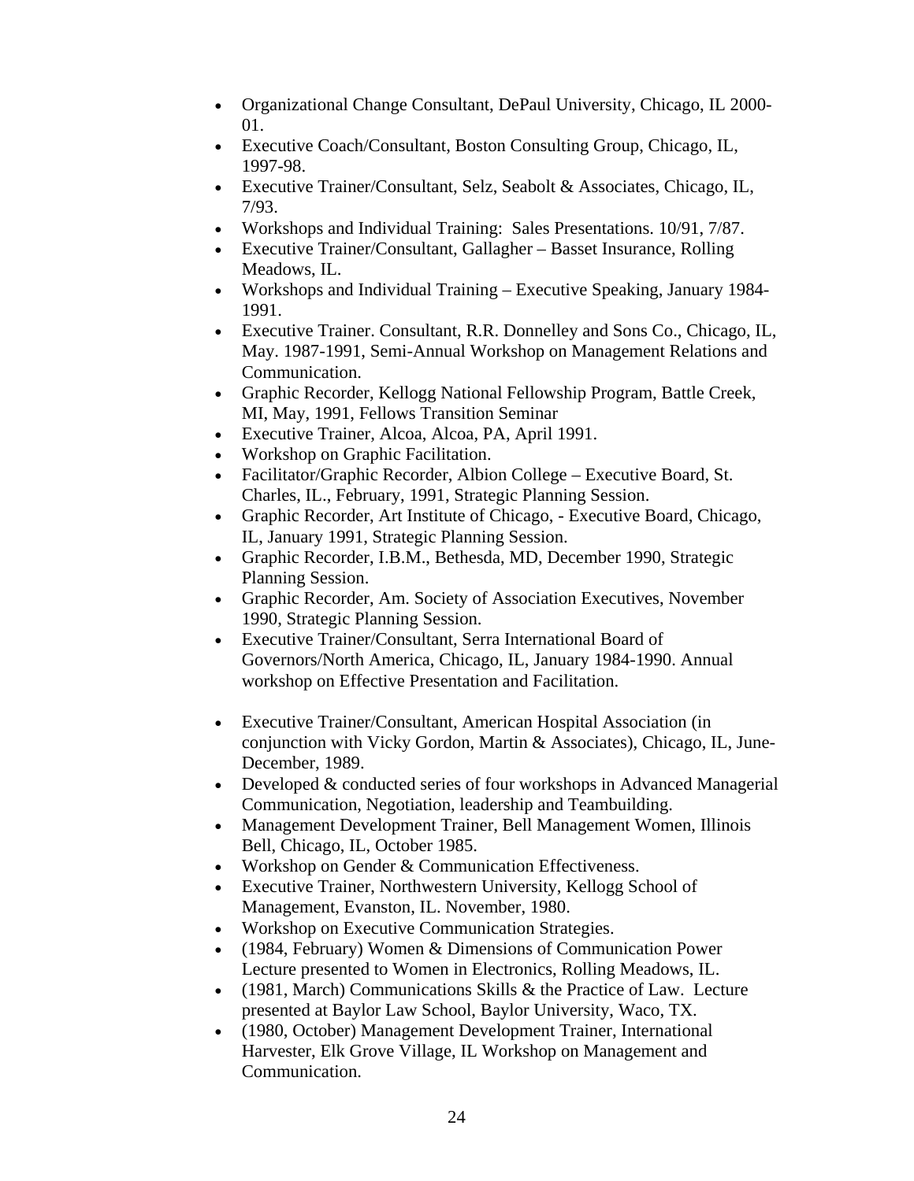- Organizational Change Consultant, DePaul University, Chicago, IL 2000-01.
- Executive Coach/Consultant, Boston Consulting Group, Chicago, IL, 1997-98.
- Executive Trainer/Consultant, Selz, Seabolt & Associates, Chicago, IL, 7/93.
- Workshops and Individual Training: Sales Presentations. 10/91, 7/87.
- Executive Trainer/Consultant, Gallagher – Basset Insurance, Rolling Meadows, IL.
- Workshops and Individual Training – Executive Speaking, January 1984-1991.
- Executive Trainer. Consultant, R.R. Donnelley and Sons Co., Chicago, IL, May. 1987-1991, Semi-Annual Workshop on Management Relations and Communication.
- Graphic Recorder, Kellogg National Fellowship Program, Battle Creek, MI, May, 1991, Fellows Transition Seminar
- Executive Trainer, Alcoa, Alcoa, PA, April 1991.
- Workshop on Graphic Facilitation.
- Facilitator/Graphic Recorder, Albion College – Executive Board, St. Charles, IL., February, 1991, Strategic Planning Session.
- Graphic Recorder, Art Institute of Chicago, - Executive Board, Chicago, IL, January 1991, Strategic Planning Session.
- Graphic Recorder, I.B.M., Bethesda, MD, December 1990, Strategic Planning Session.
- Graphic Recorder, Am. Society of Association Executives, November 1990, Strategic Planning Session.
- Executive Trainer/Consultant, Serra International Board of Governors/North America, Chicago, IL, January 1984-1990. Annual workshop on Effective Presentation and Facilitation.

- Executive Trainer/Consultant, American Hospital Association (in conjunction with Vicky Gordon, Martin & Associates), Chicago, IL, June-December, 1989.
- Developed & conducted series of four workshops in Advanced Managerial Communication, Negotiation, leadership and Teambuilding.
- Management Development Trainer, Bell Management Women, Illinois Bell, Chicago, IL, October 1985.
- Workshop on Gender & Communication Effectiveness.
- Executive Trainer, Northwestern University, Kellogg School of Management, Evanston, IL. November, 1980.
- Workshop on Executive Communication Strategies.
- (1984, February) Women & Dimensions of Communication Power Lecture presented to Women in Electronics, Rolling Meadows, IL.
- (1981, March) Communications Skills & the Practice of Law. Lecture presented at Baylor Law School, Baylor University, Waco, TX.
- (1980, October) Management Development Trainer, International Harvester, Elk Grove Village, IL Workshop on Management and Communication.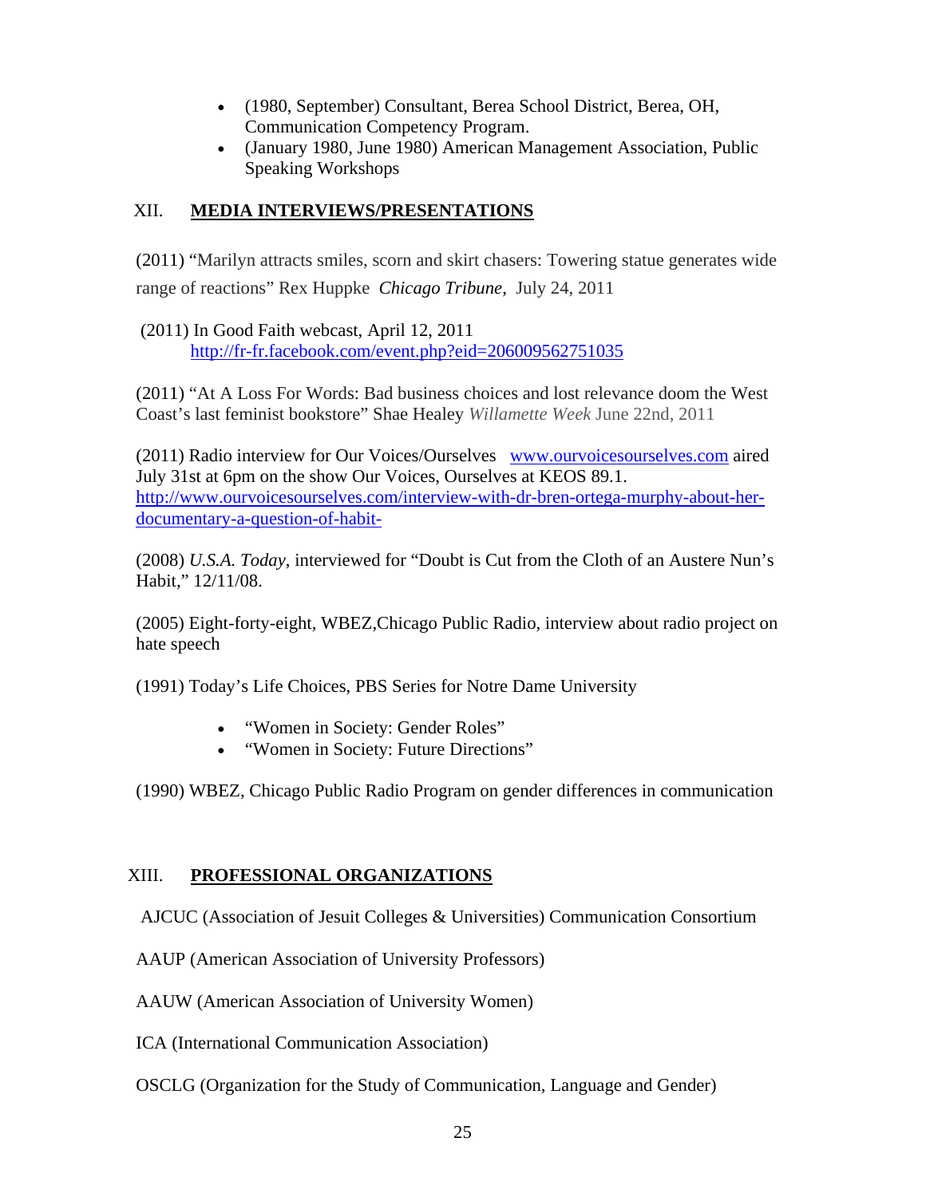- (1980, September) Consultant, Berea School District, Berea, OH, Communication Competency Program.
- (January 1980, June 1980) American Management Association, Public Speaking Workshops

## XII. MEDIA INTERVIEWS/PRESENTATIONS

(2011) "Marilyn attracts smiles, scorn and skirt chasers: Towering statue generates wide range of reactions" Rex Huppke *Chicago Tribune*, July 24, 2011

(2011) In Good Faith webcast, April 12, 2011
http://fr-fr.facebook.com/event.php?eid=206009562751035

(2011) "At A Loss For Words: Bad business choices and lost relevance doom the West Coast's last feminist bookstore" Shae Healey *Willamette Week* June 22nd, 2011

(2011) Radio interview for Our Voices/Ourselves www.ourvoicesourselves.com aired July 31st at 6pm on the show Our Voices, Ourselves at KEOS 89.1.
http://www.ourvoicesourselves.com/interview-with-dr-bren-ortega-murphy-about-her-documentary-a-question-of-habit-

(2008) *U.S.A. Today*, interviewed for "Doubt is Cut from the Cloth of an Austere Nun's Habit," 12/11/08.

(2005) Eight-forty-eight, WBEZ,Chicago Public Radio, interview about radio project on hate speech

(1991) Today's Life Choices, PBS Series for Notre Dame University

- "Women in Society: Gender Roles"
- "Women in Society: Future Directions"

(1990) WBEZ, Chicago Public Radio Program on gender differences in communication

## XIII. PROFESSIONAL ORGANIZATIONS

AJCUC (Association of Jesuit Colleges & Universities) Communication Consortium

AAUP (American Association of University Professors)

AAUW (American Association of University Women)

ICA (International Communication Association)

OSCLG (Organization for the Study of Communication, Language and Gender)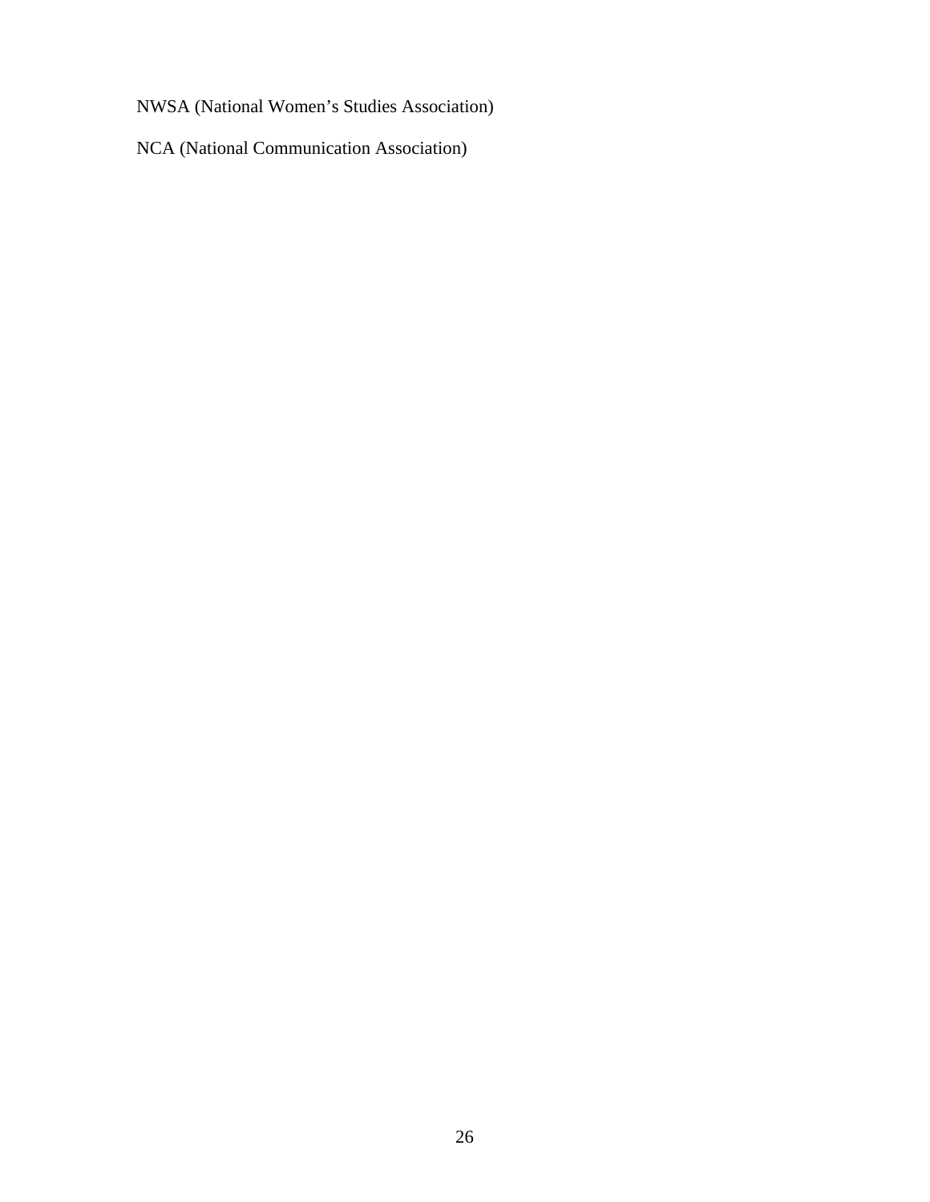NWSA (National Women's Studies Association)

NCA (National Communication Association)